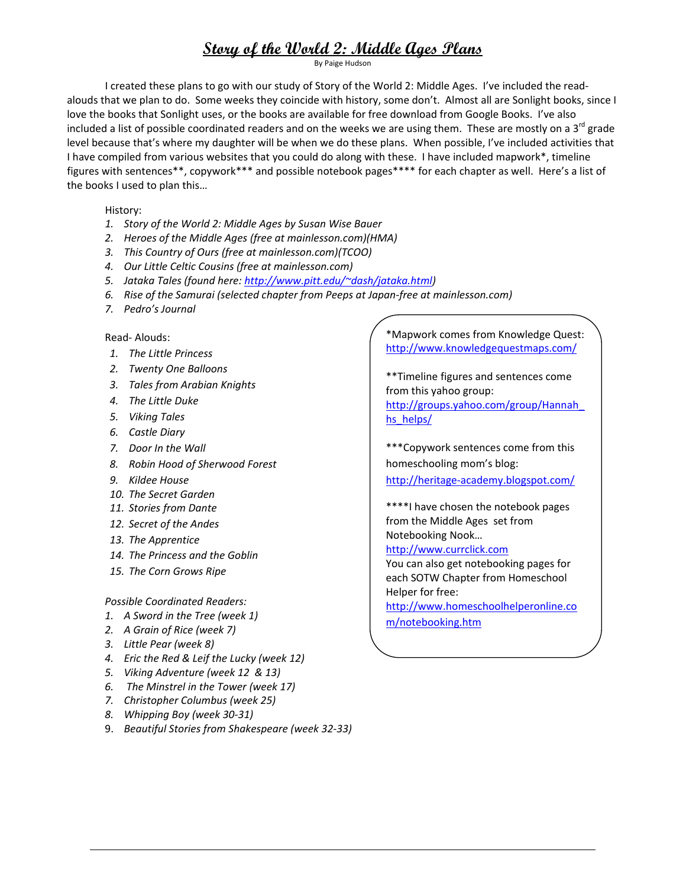# Story of the World 2: Middle Ages Plans

By Paige Hudson

I created these plans to go with our study of Story of the World 2: Middle Ages. I've included the read-alouds that we plan to do. Some weeks they coincide with history, some don't. Almost all are Sonlight books, since I love the books that Sonlight uses, or the books are available for free download from Google Books. I've also included a list of possible coordinated readers and on the weeks we are using them. These are mostly on a 3rd grade level because that's where my daughter will be when we do these plans. When possible, I've included activities that I have compiled from various websites that you could do along with these. I have included mapwork*, timeline figures with sentences**, copywork*** and possible notebook pages**** for each chapter as well. Here's a list of the books I used to plan this…

History:

1. *Story of the World 2: Middle Ages by Susan Wise Bauer*
2. *Heroes of the Middle Ages (free at mainlesson.com)(HMA)*
3. *This Country of Ours (free at mainlesson.com)(TCOO)*
4. *Our Little Celtic Cousins (free at mainlesson.com)*
5. *Jataka Tales (found here: http://www.pitt.edu/~dash/jataka.html)*
6. *Rise of the Samurai (selected chapter from Peeps at Japan-free at mainlesson.com)*
7. *Pedro's Journal*

Read- Alouds:

1. *The Little Princess*
2. *Twenty One Balloons*
3. *Tales from Arabian Knights*
4. *The Little Duke*
5. *Viking Tales*
6. *Castle Diary*
7. *Door In the Wall*
8. *Robin Hood of Sherwood Forest*
9. *Kildee House*
10. *The Secret Garden*
11. *Stories from Dante*
12. *Secret of the Andes*
13. *The Apprentice*
14. *The Princess and the Goblin*
15. *The Corn Grows Ripe*

*Possible Coordinated Readers:*

1. *A Sword in the Tree (week 1)*
2. *A Grain of Rice (week 7)*
3. *Little Pear (week 8)*
4. *Eric the Red & Leif the Lucky (week 12)*
5. *Viking Adventure (week 12 & 13)*
6. *The Minstrel in the Tower (week 17)*
7. *Christopher Columbus (week 25)*
8. *Whipping Boy (week 30-31)*
9. *Beautiful Stories from Shakespeare (week 32-33)*

*Mapwork comes from Knowledge Quest: http://www.knowledgequestmaps.com/

**Timeline figures and sentences come from this yahoo group: http://groups.yahoo.com/group/Hannah_hs_helps/

***Copywork sentences come from this homeschooling mom's blog: http://heritage-academy.blogspot.com/

****I have chosen the notebook pages from the Middle Ages set from Notebooking Nook… http://www.currclick.com
You can also get notebooking pages for each SOTW Chapter from Homeschool Helper for free: http://www.homeschoolhelperonline.com/notebooking.htm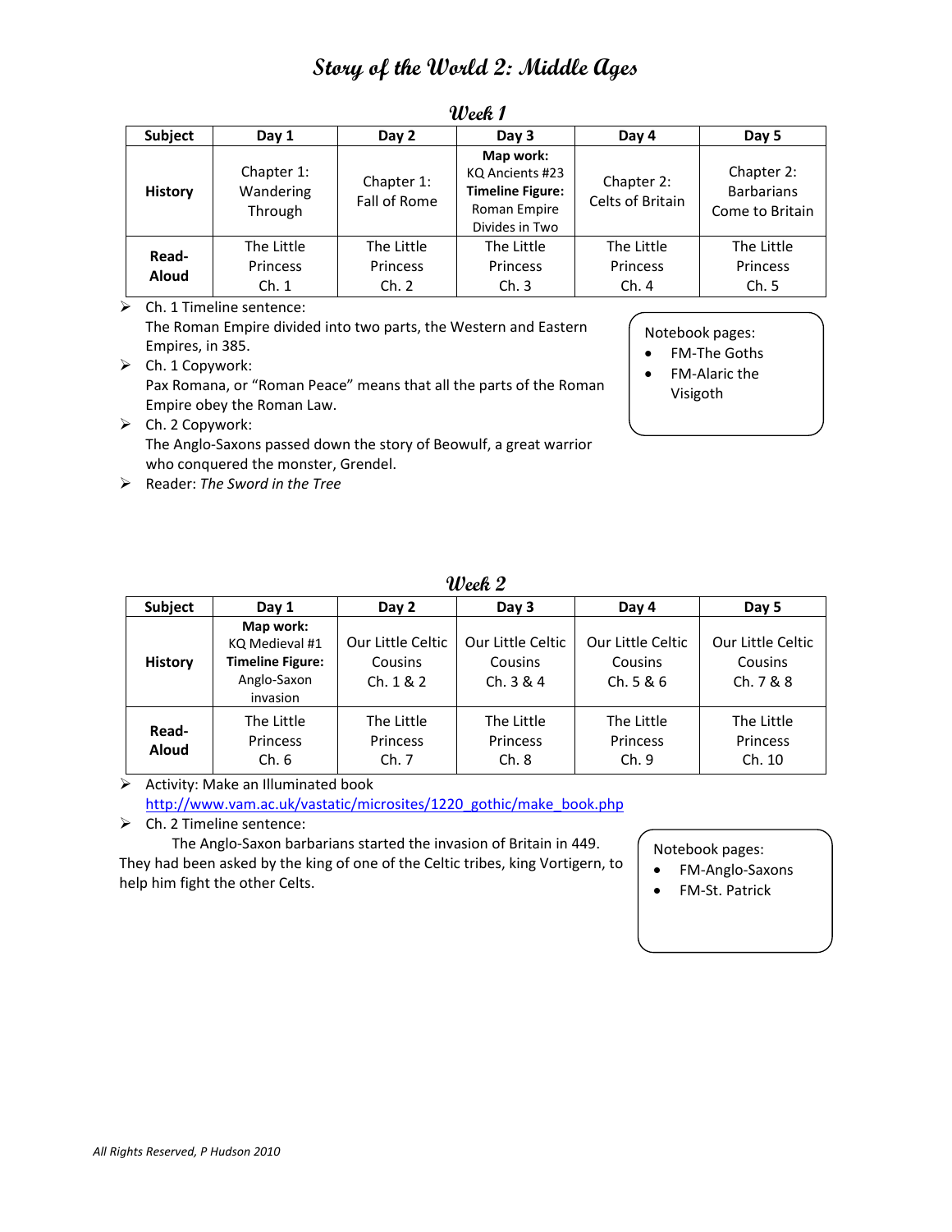# Story of the World 2: Middle Ages

## Week 1

| Subject | Day 1 | Day 2 | Day 3 | Day 4 | Day 5 |
|---|---|---|---|---|---|
| **History** | Chapter 1: Wandering Through | Chapter 1: Fall of Rome | **Map work:** KQ Ancients #23 **Timeline Figure:** Roman Empire Divides in Two | Chapter 2: Celts of Britain | Chapter 2: Barbarians Come to Britain |
| **Read-Aloud** | The Little Princess Ch. 1 | The Little Princess Ch. 2 | The Little Princess Ch. 3 | The Little Princess Ch. 4 | The Little Princess Ch. 5 |

- Ch. 1 Timeline sentence:
  The Roman Empire divided into two parts, the Western and Eastern Empires, in 385.
- Ch. 1 Copywork:
  Pax Romana, or "Roman Peace" means that all the parts of the Roman Empire obey the Roman Law.
- Ch. 2 Copywork:
  The Anglo-Saxons passed down the story of Beowulf, a great warrior who conquered the monster, Grendel.
- Reader: *The Sword in the Tree*

Notebook pages:
- FM-The Goths
- FM-Alaric the Visigoth

## Week 2

| Subject | Day 1 | Day 2 | Day 3 | Day 4 | Day 5 |
|---|---|---|---|---|---|
| **History** | **Map work:** KQ Medieval #1 **Timeline Figure:** Anglo-Saxon invasion | Our Little Celtic Cousins Ch. 1 & 2 | Our Little Celtic Cousins Ch. 3 & 4 | Our Little Celtic Cousins Ch. 5 & 6 | Our Little Celtic Cousins Ch. 7 & 8 |
| **Read-Aloud** | The Little Princess Ch. 6 | The Little Princess Ch. 7 | The Little Princess Ch. 8 | The Little Princess Ch. 9 | The Little Princess Ch. 10 |

- Activity: Make an Illuminated book
  http://www.vam.ac.uk/vastatic/microsites/1220_gothic/make_book.php
- Ch. 2 Timeline sentence:
  The Anglo-Saxon barbarians started the invasion of Britain in 449. They had been asked by the king of one of the Celtic tribes, king Vortigern, to help him fight the other Celts.

Notebook pages:
- FM-Anglo-Saxons
- FM-St. Patrick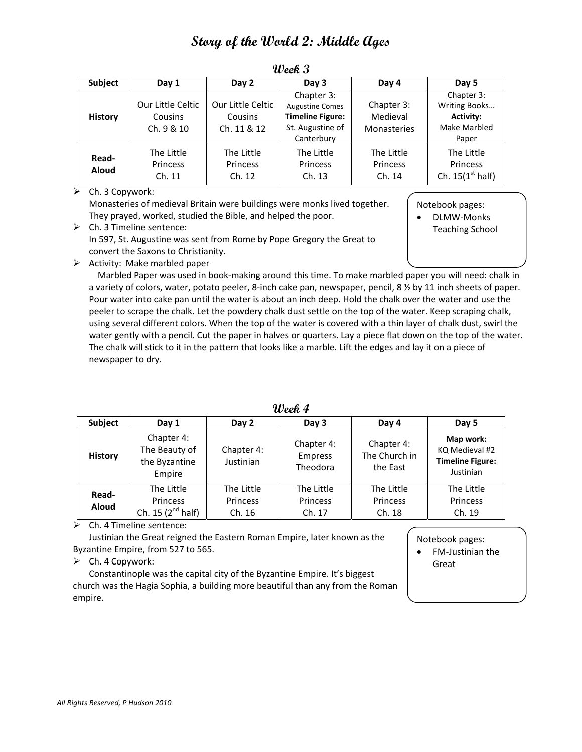# Story of the World 2: Middle Ages

## Week 3

| Subject | Day 1 | Day 2 | Day 3 | Day 4 | Day 5 |
|---|---|---|---|---|---|
| **History** | Our Little Celtic Cousins Ch. 9 & 10 | Our Little Celtic Cousins Ch. 11 & 12 | Chapter 3: Augustine Comes **Timeline Figure:** St. Augustine of Canterbury | Chapter 3: Medieval Monasteries | Chapter 3: Writing Books… **Activity:** Make Marbled Paper |
| **Read-Aloud** | The Little Princess Ch. 11 | The Little Princess Ch. 12 | The Little Princess Ch. 13 | The Little Princess Ch. 14 | The Little Princess Ch. 15(1st half) |

- Ch. 3 Copywork:
  Monasteries of medieval Britain were buildings were monks lived together. They prayed, worked, studied the Bible, and helped the poor.
- Ch. 3 Timeline sentence:
  In 597, St. Augustine was sent from Rome by Pope Gregory the Great to convert the Saxons to Christianity.
- Activity: Make marbled paper
  Marbled Paper was used in book-making around this time. To make marbled paper you will need: chalk in a variety of colors, water, potato peeler, 8-inch cake pan, newspaper, pencil, 8 ½ by 11 inch sheets of paper. Pour water into cake pan until the water is about an inch deep. Hold the chalk over the water and use the peeler to scrape the chalk. Let the powdery chalk dust settle on the top of the water. Keep scraping chalk, using several different colors. When the top of the water is covered with a thin layer of chalk dust, swirl the water gently with a pencil. Cut the paper in halves or quarters. Lay a piece flat down on the top of the water. The chalk will stick to it in the pattern that looks like a marble. Lift the edges and lay it on a piece of newspaper to dry.

Notebook pages:
- DLMW-Monks Teaching School

## Week 4

| Subject | Day 1 | Day 2 | Day 3 | Day 4 | Day 5 |
|---|---|---|---|---|---|
| **History** | Chapter 4: The Beauty of the Byzantine Empire | Chapter 4: Justinian | Chapter 4: Empress Theodora | Chapter 4: The Church in the East | **Map work:** KQ Medieval #2 **Timeline Figure:** Justinian |
| **Read-Aloud** | The Little Princess Ch. 15 (2nd half) | The Little Princess Ch. 16 | The Little Princess Ch. 17 | The Little Princess Ch. 18 | The Little Princess Ch. 19 |

- Ch. 4 Timeline sentence:
  Justinian the Great reigned the Eastern Roman Empire, later known as the Byzantine Empire, from 527 to 565.
- Ch. 4 Copywork:
  Constantinople was the capital city of the Byzantine Empire. It's biggest church was the Hagia Sophia, a building more beautiful than any from the Roman empire.

Notebook pages:
- FM-Justinian the Great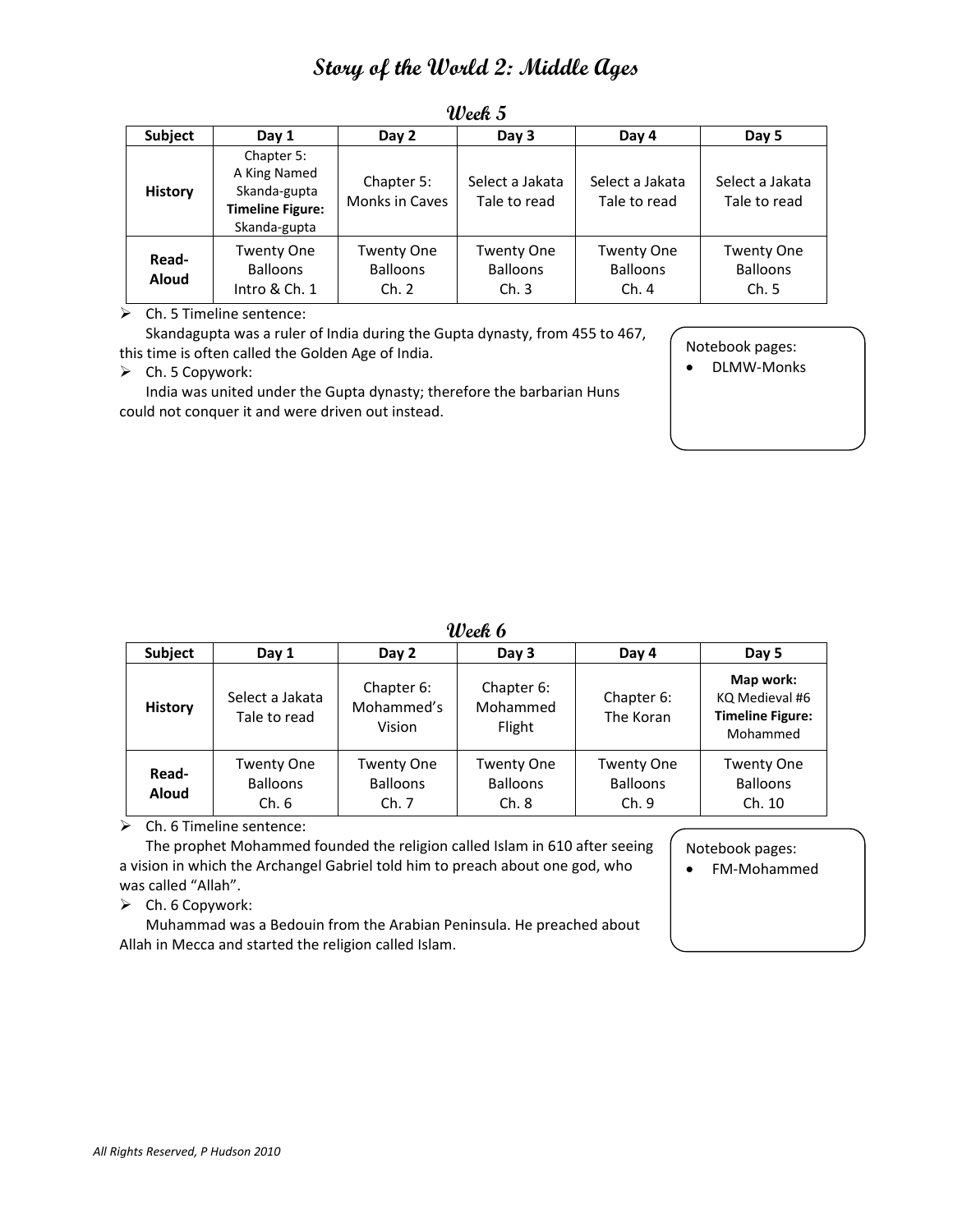# Story of the World 2: Middle Ages

## Week 5

| Subject | Day 1 | Day 2 | Day 3 | Day 4 | Day 5 |
|---|---|---|---|---|---|
| **History** | Chapter 5: A King Named Skanda-gupta **Timeline Figure:** Skanda-gupta | Chapter 5: Monks in Caves | Select a Jakata Tale to read | Select a Jakata Tale to read | Select a Jakata Tale to read |
| **Read-Aloud** | Twenty One Balloons Intro & Ch. 1 | Twenty One Balloons Ch. 2 | Twenty One Balloons Ch. 3 | Twenty One Balloons Ch. 4 | Twenty One Balloons Ch. 5 |

- Ch. 5 Timeline sentence:
  Skandagupta was a ruler of India during the Gupta dynasty, from 455 to 467, this time is often called the Golden Age of India.
- Ch. 5 Copywork:
  India was united under the Gupta dynasty; therefore the barbarian Huns could not conquer it and were driven out instead.

Notebook pages:
- DLMW-Monks

## Week 6

| Subject | Day 1 | Day 2 | Day 3 | Day 4 | Day 5 |
|---|---|---|---|---|---|
| **History** | Select a Jakata Tale to read | Chapter 6: Mohammed's Vision | Chapter 6: Mohammed Flight | Chapter 6: The Koran | **Map work:** KQ Medieval #6 **Timeline Figure:** Mohammed |
| **Read-Aloud** | Twenty One Balloons Ch. 6 | Twenty One Balloons Ch. 7 | Twenty One Balloons Ch. 8 | Twenty One Balloons Ch. 9 | Twenty One Balloons Ch. 10 |

- Ch. 6 Timeline sentence:
  The prophet Mohammed founded the religion called Islam in 610 after seeing a vision in which the Archangel Gabriel told him to preach about one god, who was called "Allah".
- Ch. 6 Copywork:
  Muhammad was a Bedouin from the Arabian Peninsula. He preached about Allah in Mecca and started the religion called Islam.

Notebook pages:
- FM-Mohammed

*All Rights Reserved, P Hudson 2010*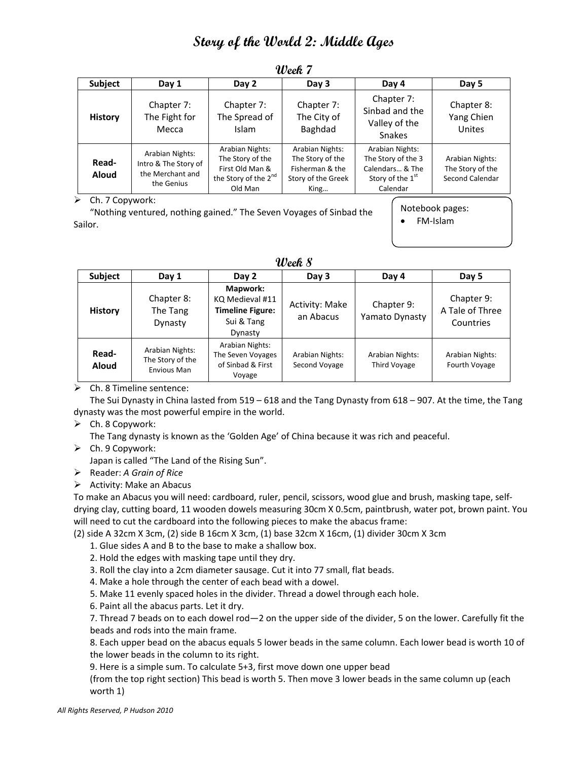# Story of the World 2: Middle Ages

## Week 7

| Subject | Day 1 | Day 2 | Day 3 | Day 4 | Day 5 |
|---|---|---|---|---|---|
| **History** | Chapter 7: The Fight for Mecca | Chapter 7: The Spread of Islam | Chapter 7: The City of Baghdad | Chapter 7: Sinbad and the Valley of the Snakes | Chapter 8: Yang Chien Unites |
| **Read-Aloud** | Arabian Nights: Intro & The Story of the Merchant and the Genius | Arabian Nights: The Story of the First Old Man & the Story of the 2nd Old Man | Arabian Nights: The Story of the Fisherman & the Story of the Greek King… | Arabian Nights: The Story of the 3 Calendars… & The Story of the 1st Calendar | Arabian Nights: The Story of the Second Calendar |

- Ch. 7 Copywork:
  "Nothing ventured, nothing gained." The Seven Voyages of Sinbad the Sailor.

Notebook pages:
- FM-Islam

## Week 8

| Subject | Day 1 | Day 2 | Day 3 | Day 4 | Day 5 |
|---|---|---|---|---|---|
| **History** | Chapter 8: The Tang Dynasty | **Mapwork:** KQ Medieval #11 **Timeline Figure:** Sui & Tang Dynasty | Activity: Make an Abacus | Chapter 9: Yamato Dynasty | Chapter 9: A Tale of Three Countries |
| **Read-Aloud** | Arabian Nights: The Story of the Envious Man | Arabian Nights: The Seven Voyages of Sinbad & First Voyage | Arabian Nights: Second Voyage | Arabian Nights: Third Voyage | Arabian Nights: Fourth Voyage |

- Ch. 8 Timeline sentence:
  The Sui Dynasty in China lasted from 519 – 618 and the Tang Dynasty from 618 – 907. At the time, the Tang dynasty was the most powerful empire in the world.
- Ch. 8 Copywork:
  The Tang dynasty is known as the 'Golden Age' of China because it was rich and peaceful.
- Ch. 9 Copywork:
  Japan is called "The Land of the Rising Sun".
- Reader: *A Grain of Rice*
- Activity: Make an Abacus

To make an Abacus you will need: cardboard, ruler, pencil, scissors, wood glue and brush, masking tape, self-drying clay, cutting board, 11 wooden dowels measuring 30cm X 0.5cm, paintbrush, water pot, brown paint. You will need to cut the cardboard into the following pieces to make the abacus frame:

(2) side A 32cm X 3cm, (2) side B 16cm X 3cm, (1) base 32cm X 16cm, (1) divider 30cm X 3cm

1. Glue sides A and B to the base to make a shallow box.
2. Hold the edges with masking tape until they dry.
3. Roll the clay into a 2cm diameter sausage. Cut it into 77 small, flat beads.
4. Make a hole through the center of each bead with a dowel.
5. Make 11 evenly spaced holes in the divider. Thread a dowel through each hole.
6. Paint all the abacus parts. Let it dry.
7. Thread 7 beads on to each dowel rod—2 on the upper side of the divider, 5 on the lower. Carefully fit the beads and rods into the main frame.
8. Each upper bead on the abacus equals 5 lower beads in the same column. Each lower bead is worth 10 of the lower beads in the column to its right.
9. Here is a simple sum. To calculate 5+3, first move down one upper bead (from the top right section) This bead is worth 5. Then move 3 lower beads in the same column up (each worth 1)

*All Rights Reserved, P Hudson 2010*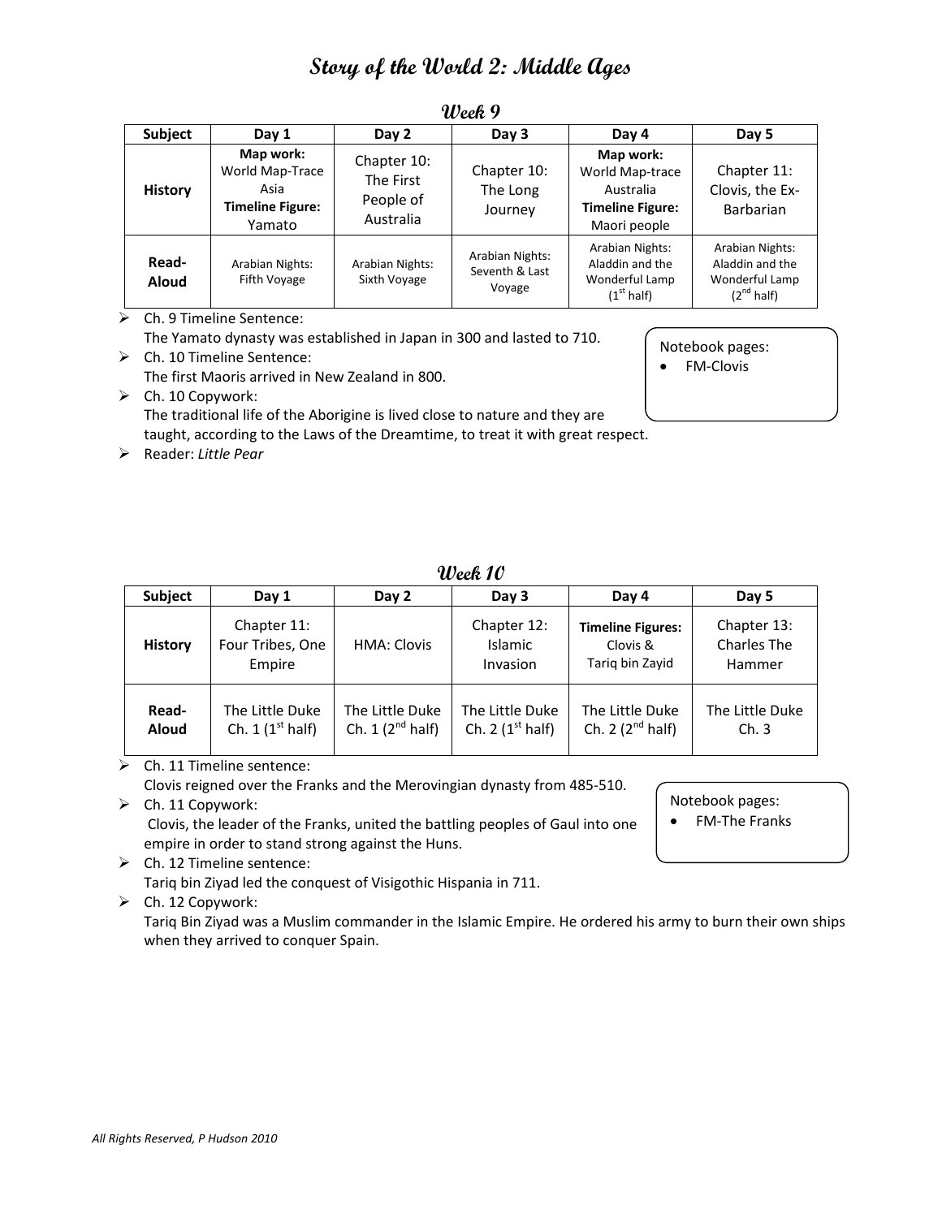# Story of the World 2: Middle Ages

## Week 9

| Subject | Day 1 | Day 2 | Day 3 | Day 4 | Day 5 |
|---|---|---|---|---|---|
| **History** | **Map work:** World Map-Trace Asia **Timeline Figure:** Yamato | Chapter 10: The First People of Australia | Chapter 10: The Long Journey | **Map work:** World Map-trace Australia **Timeline Figure:** Maori people | Chapter 11: Clovis, the Ex-Barbarian |
| **Read-Aloud** | Arabian Nights: Fifth Voyage | Arabian Nights: Sixth Voyage | Arabian Nights: Seventh & Last Voyage | Arabian Nights: Aladdin and the Wonderful Lamp (1st half) | Arabian Nights: Aladdin and the Wonderful Lamp (2nd half) |

- Ch. 9 Timeline Sentence:
  The Yamato dynasty was established in Japan in 300 and lasted to 710.
- Ch. 10 Timeline Sentence:
  The first Maoris arrived in New Zealand in 800.
- Ch. 10 Copywork:
  The traditional life of the Aborigine is lived close to nature and they are taught, according to the Laws of the Dreamtime, to treat it with great respect.
- Reader: *Little Pear*

Notebook pages:
- FM-Clovis

## Week 10

| Subject | Day 1 | Day 2 | Day 3 | Day 4 | Day 5 |
|---|---|---|---|---|---|
| **History** | Chapter 11: Four Tribes, One Empire | HMA: Clovis | Chapter 12: Islamic Invasion | **Timeline Figures:** Clovis & Tariq bin Zayid | Chapter 13: Charles The Hammer |
| **Read-Aloud** | The Little Duke Ch. 1 (1st half) | The Little Duke Ch. 1 (2nd half) | The Little Duke Ch. 2 (1st half) | The Little Duke Ch. 2 (2nd half) | The Little Duke Ch. 3 |

- Ch. 11 Timeline sentence:
  Clovis reigned over the Franks and the Merovingian dynasty from 485-510.
- Ch. 11 Copywork:
  Clovis, the leader of the Franks, united the battling peoples of Gaul into one empire in order to stand strong against the Huns.
- Ch. 12 Timeline sentence:
  Tariq bin Ziyad led the conquest of Visigothic Hispania in 711.
- Ch. 12 Copywork:
  Tariq Bin Ziyad was a Muslim commander in the Islamic Empire. He ordered his army to burn their own ships when they arrived to conquer Spain.

Notebook pages:
- FM-The Franks

*All Rights Reserved, P Hudson 2010*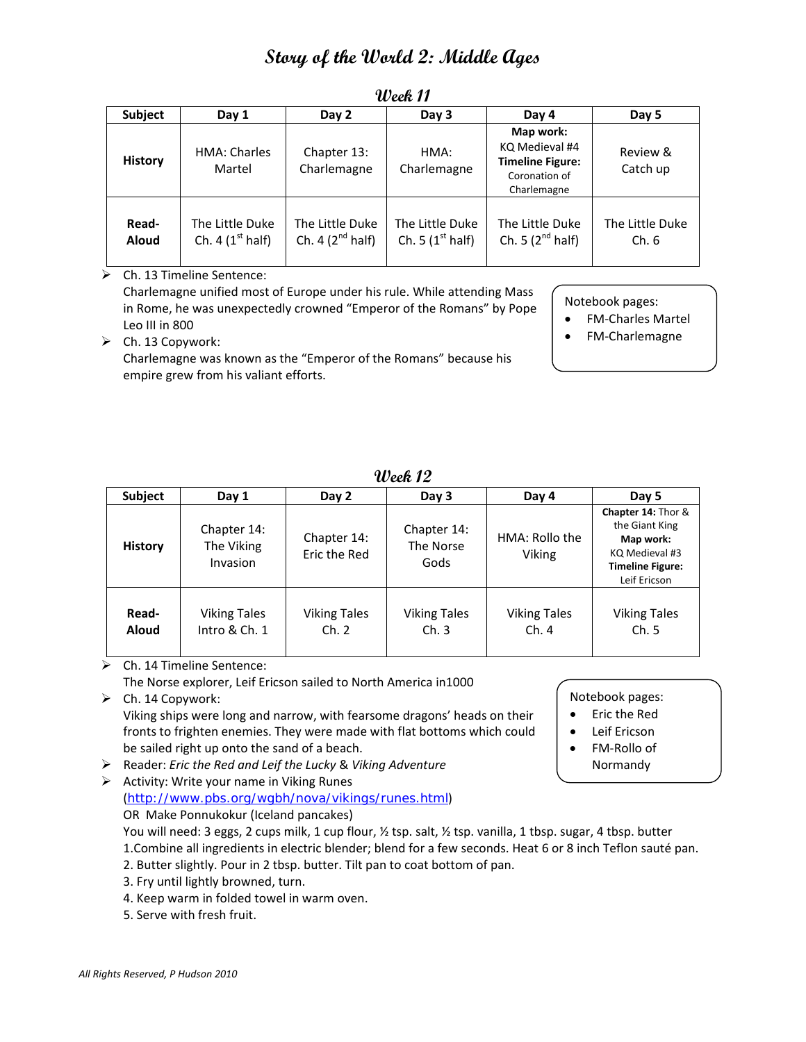# Story of the World 2: Middle Ages

## Week 11

| Subject | Day 1 | Day 2 | Day 3 | Day 4 | Day 5 |
|---|---|---|---|---|---|
| **History** | HMA: Charles Martel | Chapter 13: Charlemagne | HMA: Charlemagne | **Map work:** KQ Medieval #4 **Timeline Figure:** Coronation of Charlemagne | Review & Catch up |
| **Read-Aloud** | The Little Duke Ch. 4 (1st half) | The Little Duke Ch. 4 (2nd half) | The Little Duke Ch. 5 (1st half) | The Little Duke Ch. 5 (2nd half) | The Little Duke Ch. 6 |

- Ch. 13 Timeline Sentence:
  Charlemagne unified most of Europe under his rule. While attending Mass in Rome, he was unexpectedly crowned "Emperor of the Romans" by Pope Leo III in 800
- Ch. 13 Copywork:
  Charlemagne was known as the "Emperor of the Romans" because his empire grew from his valiant efforts.

Notebook pages:
- FM-Charles Martel
- FM-Charlemagne

## Week 12

| Subject | Day 1 | Day 2 | Day 3 | Day 4 | Day 5 |
|---|---|---|---|---|---|
| **History** | Chapter 14: The Viking Invasion | Chapter 14: Eric the Red | Chapter 14: The Norse Gods | HMA: Rollo the Viking | **Chapter 14:** Thor & the Giant King **Map work:** KQ Medieval #3 **Timeline Figure:** Leif Ericson |
| **Read-Aloud** | Viking Tales Intro & Ch. 1 | Viking Tales Ch. 2 | Viking Tales Ch. 3 | Viking Tales Ch. 4 | Viking Tales Ch. 5 |

- Ch. 14 Timeline Sentence:
  The Norse explorer, Leif Ericson sailed to North America in1000
- Ch. 14 Copywork:
  Viking ships were long and narrow, with fearsome dragons' heads on their fronts to frighten enemies. They were made with flat bottoms which could be sailed right up onto the sand of a beach.
- Reader: *Eric the Red and Leif the Lucky* & *Viking Adventure*
- Activity: Write your name in Viking Runes
  (http://www.pbs.org/wgbh/nova/vikings/runes.html)
  OR Make Ponnukokur (Iceland pancakes)
  You will need: 3 eggs, 2 cups milk, 1 cup flour, ½ tsp. salt, ½ tsp. vanilla, 1 tbsp. sugar, 4 tbsp. butter
  1.Combine all ingredients in electric blender; blend for a few seconds. Heat 6 or 8 inch Teflon sauté pan.
  2. Butter slightly. Pour in 2 tbsp. butter. Tilt pan to coat bottom of pan.
  3. Fry until lightly browned, turn.
  4. Keep warm in folded towel in warm oven.
  5. Serve with fresh fruit.

Notebook pages:
- Eric the Red
- Leif Ericson
- FM-Rollo of Normandy

*All Rights Reserved, P Hudson 2010*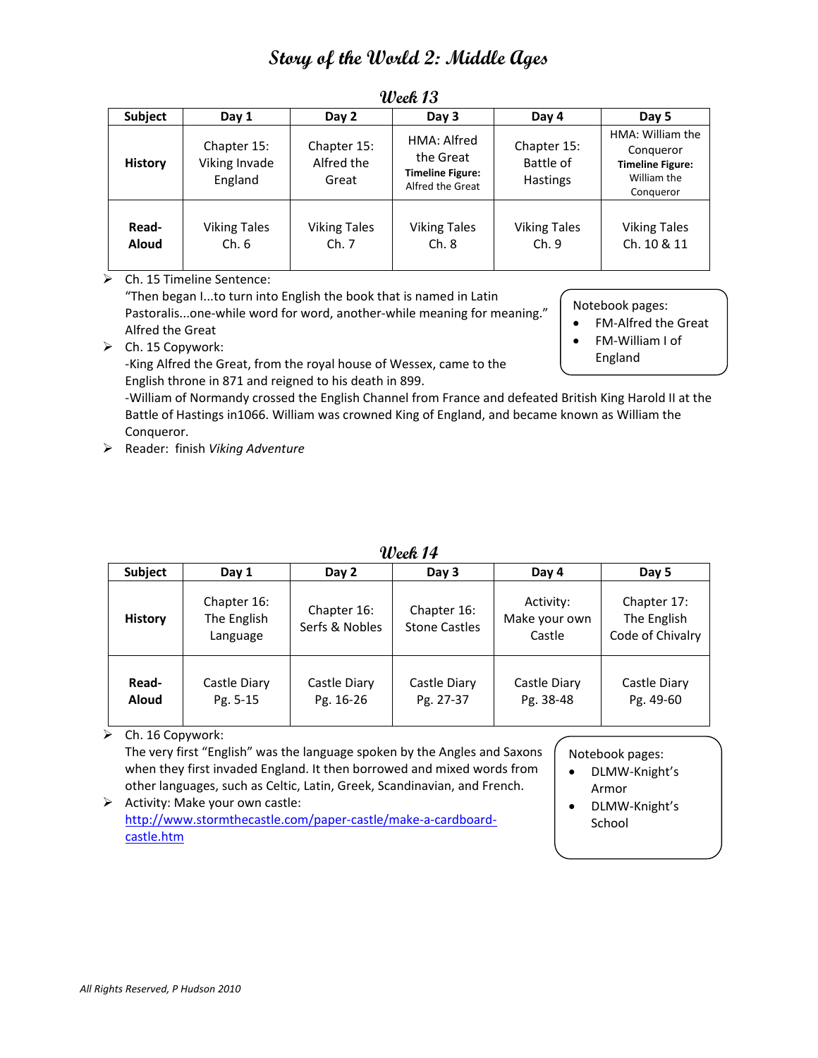# Story of the World 2: Middle Ages

## Week 13

| Subject | Day 1 | Day 2 | Day 3 | Day 4 | Day 5 |
|---|---|---|---|---|---|
| **History** | Chapter 15: Viking Invade England | Chapter 15: Alfred the Great | HMA: Alfred the Great **Timeline Figure:** Alfred the Great | Chapter 15: Battle of Hastings | HMA: William the Conqueror **Timeline Figure:** William the Conqueror |
| **Read-Aloud** | Viking Tales Ch. 6 | Viking Tales Ch. 7 | Viking Tales Ch. 8 | Viking Tales Ch. 9 | Viking Tales Ch. 10 & 11 |

- Ch. 15 Timeline Sentence:
  "Then began I...to turn into English the book that is named in Latin Pastoralis...one-while word for word, another-while meaning for meaning." Alfred the Great
- Ch. 15 Copywork:
  -King Alfred the Great, from the royal house of Wessex, came to the English throne in 871 and reigned to his death in 899.
  -William of Normandy crossed the English Channel from France and defeated British King Harold II at the Battle of Hastings in1066. William was crowned King of England, and became known as William the Conqueror.
- Reader: finish *Viking Adventure*

Notebook pages:
- FM-Alfred the Great
- FM-William I of England

## Week 14

| Subject | Day 1 | Day 2 | Day 3 | Day 4 | Day 5 |
|---|---|---|---|---|---|
| **History** | Chapter 16: The English Language | Chapter 16: Serfs & Nobles | Chapter 16: Stone Castles | Activity: Make your own Castle | Chapter 17: The English Code of Chivalry |
| **Read-Aloud** | Castle Diary Pg. 5-15 | Castle Diary Pg. 16-26 | Castle Diary Pg. 27-37 | Castle Diary Pg. 38-48 | Castle Diary Pg. 49-60 |

- Ch. 16 Copywork:
  The very first "English" was the language spoken by the Angles and Saxons when they first invaded England. It then borrowed and mixed words from other languages, such as Celtic, Latin, Greek, Scandinavian, and French.
- Activity: Make your own castle:
  http://www.stormthecastle.com/paper-castle/make-a-cardboard-castle.htm

Notebook pages:
- DLMW-Knight's Armor
- DLMW-Knight's School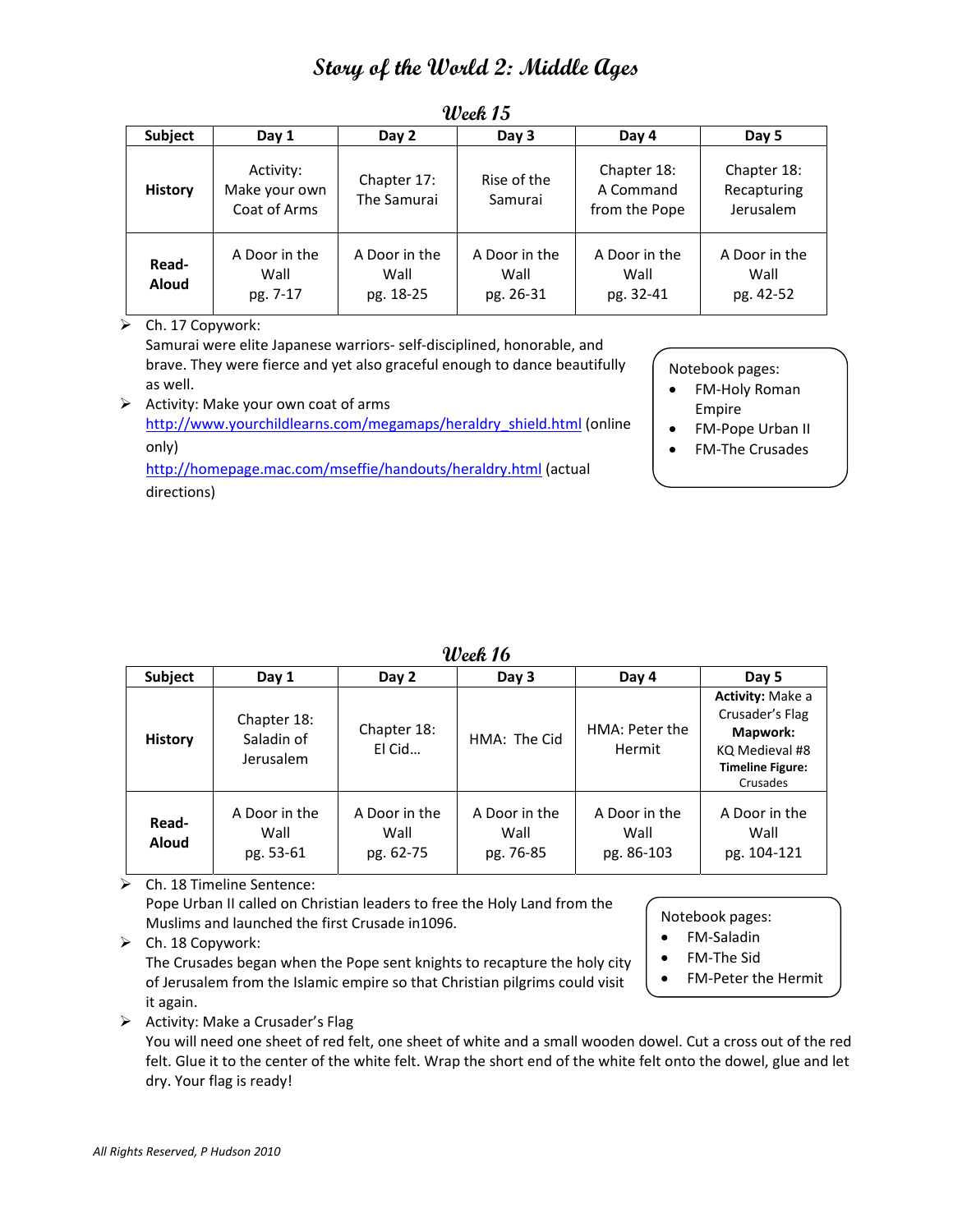# Story of the World 2: Middle Ages

## Week 15

| Subject | Day 1 | Day 2 | Day 3 | Day 4 | Day 5 |
|---|---|---|---|---|---|
| **History** | Activity: Make your own Coat of Arms | Chapter 17: The Samurai | Rise of the Samurai | Chapter 18: A Command from the Pope | Chapter 18: Recapturing Jerusalem |
| **Read-Aloud** | A Door in the Wall pg. 7-17 | A Door in the Wall pg. 18-25 | A Door in the Wall pg. 26-31 | A Door in the Wall pg. 32-41 | A Door in the Wall pg. 42-52 |

- Ch. 17 Copywork:
  Samurai were elite Japanese warriors- self-disciplined, honorable, and brave. They were fierce and yet also graceful enough to dance beautifully as well.
- Activity: Make your own coat of arms
  http://www.yourchildlearns.com/megamaps/heraldry_shield.html (online only)
  http://homepage.mac.com/mseffie/handouts/heraldry.html (actual directions)

Notebook pages:
- FM-Holy Roman Empire
- FM-Pope Urban II
- FM-The Crusades

## Week 16

| Subject | Day 1 | Day 2 | Day 3 | Day 4 | Day 5 |
|---|---|---|---|---|---|
| **History** | Chapter 18: Saladin of Jerusalem | Chapter 18: El Cid… | HMA: The Cid | HMA: Peter the Hermit | **Activity:** Make a Crusader's Flag **Mapwork:** KQ Medieval #8 **Timeline Figure:** Crusades |
| **Read-Aloud** | A Door in the Wall pg. 53-61 | A Door in the Wall pg. 62-75 | A Door in the Wall pg. 76-85 | A Door in the Wall pg. 86-103 | A Door in the Wall pg. 104-121 |

- Ch. 18 Timeline Sentence:
  Pope Urban II called on Christian leaders to free the Holy Land from the Muslims and launched the first Crusade in1096.
- Ch. 18 Copywork:
  The Crusades began when the Pope sent knights to recapture the holy city of Jerusalem from the Islamic empire so that Christian pilgrims could visit it again.
- Activity: Make a Crusader's Flag
  You will need one sheet of red felt, one sheet of white and a small wooden dowel. Cut a cross out of the red felt. Glue it to the center of the white felt. Wrap the short end of the white felt onto the dowel, glue and let dry. Your flag is ready!

Notebook pages:
- FM-Saladin
- FM-The Sid
- FM-Peter the Hermit

*All Rights Reserved, P Hudson 2010*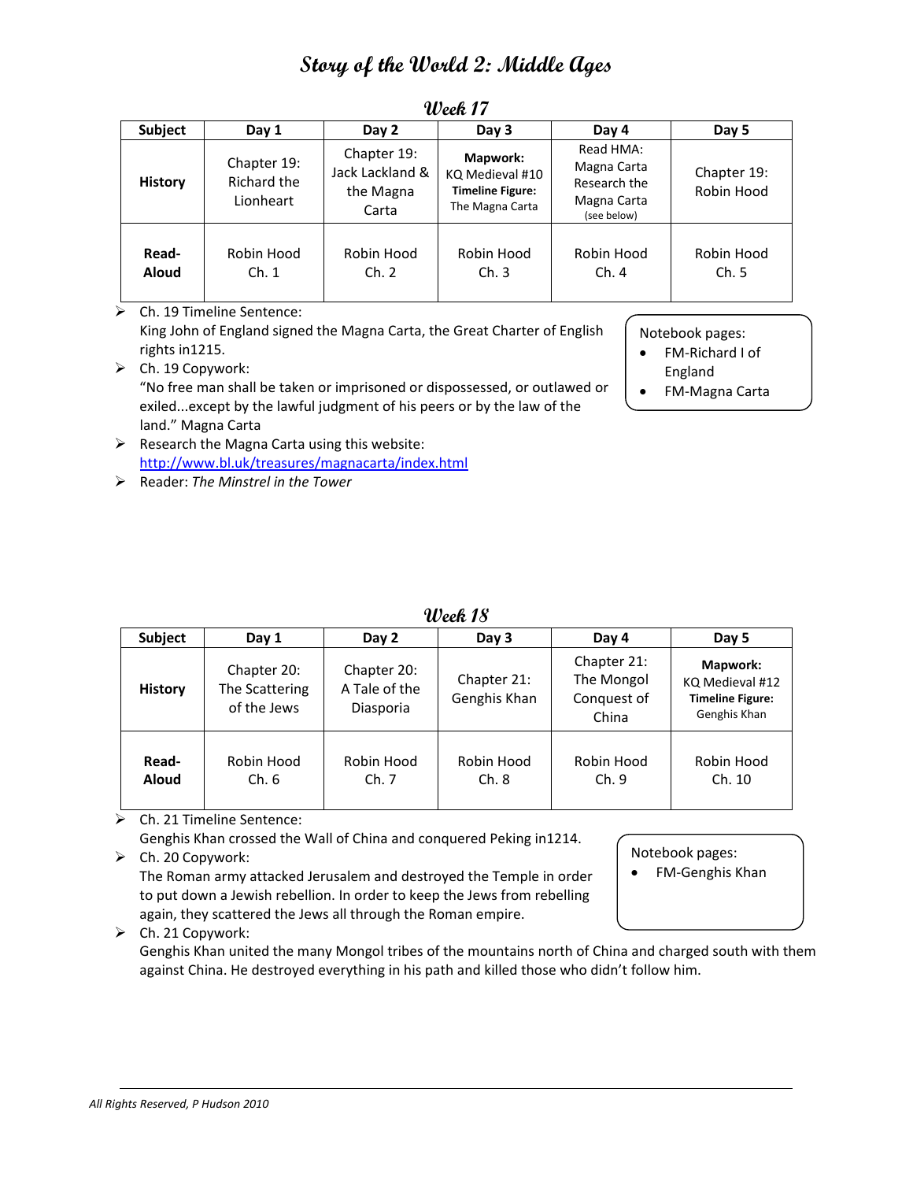# Story of the World 2: Middle Ages

## Week 17

| Subject | Day 1 | Day 2 | Day 3 | Day 4 | Day 5 |
|---|---|---|---|---|---|
| **History** | Chapter 19: Richard the Lionheart | Chapter 19: Jack Lackland & the Magna Carta | **Mapwork:** KQ Medieval #10 **Timeline Figure:** The Magna Carta | Read HMA: Magna Carta Research the Magna Carta (see below) | Chapter 19: Robin Hood |
| **Read-Aloud** | Robin Hood Ch. 1 | Robin Hood Ch. 2 | Robin Hood Ch. 3 | Robin Hood Ch. 4 | Robin Hood Ch. 5 |

- Ch. 19 Timeline Sentence:
  King John of England signed the Magna Carta, the Great Charter of English rights in1215.
- Ch. 19 Copywork:
  "No free man shall be taken or imprisoned or dispossessed, or outlawed or exiled...except by the lawful judgment of his peers or by the law of the land." Magna Carta
- Research the Magna Carta using this website:
  http://www.bl.uk/treasures/magnacarta/index.html
- Reader: *The Minstrel in the Tower*

Notebook pages:
- FM-Richard I of England
- FM-Magna Carta

## Week 18

| Subject | Day 1 | Day 2 | Day 3 | Day 4 | Day 5 |
|---|---|---|---|---|---|
| **History** | Chapter 20: The Scattering of the Jews | Chapter 20: A Tale of the Diasporia | Chapter 21: Genghis Khan | Chapter 21: The Mongol Conquest of China | **Mapwork:** KQ Medieval #12 **Timeline Figure:** Genghis Khan |
| **Read-Aloud** | Robin Hood Ch. 6 | Robin Hood Ch. 7 | Robin Hood Ch. 8 | Robin Hood Ch. 9 | Robin Hood Ch. 10 |

- Ch. 21 Timeline Sentence:
  Genghis Khan crossed the Wall of China and conquered Peking in1214.
- Ch. 20 Copywork:
  The Roman army attacked Jerusalem and destroyed the Temple in order to put down a Jewish rebellion. In order to keep the Jews from rebelling again, they scattered the Jews all through the Roman empire.
- Ch. 21 Copywork:
  Genghis Khan united the many Mongol tribes of the mountains north of China and charged south with them against China. He destroyed everything in his path and killed those who didn't follow him.

Notebook pages:
- FM-Genghis Khan

*All Rights Reserved, P Hudson 2010*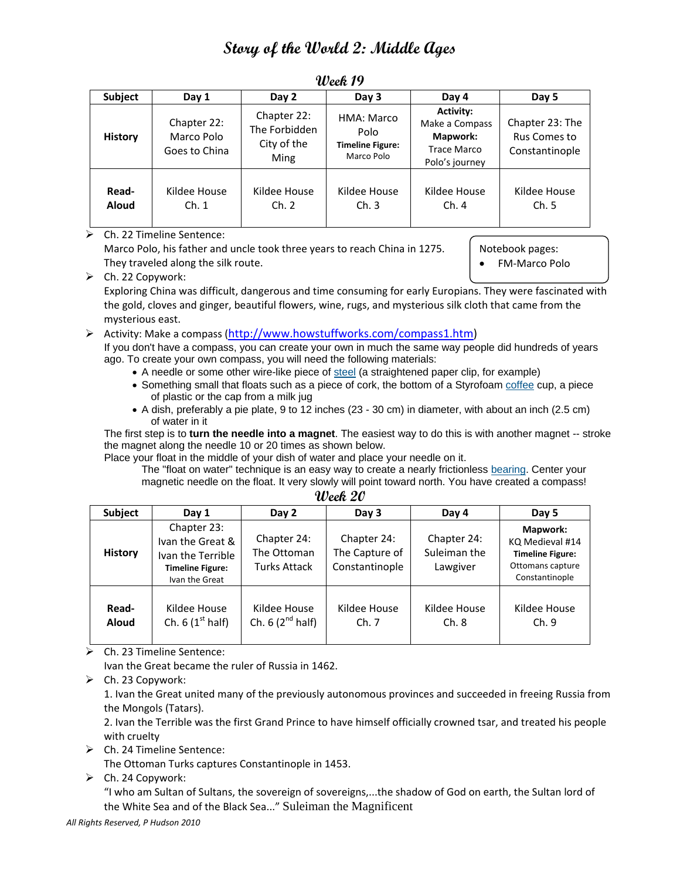// Story of the World 2: Middle Ages

## Story of the World 2: Middle Ages

### Week 19

| Subject | Day 1 | Day 2 | Day 3 | Day 4 | Day 5 |
|---|---|---|---|---|---|
| **History** | Chapter 22: Marco Polo Goes to China | Chapter 22: The Forbidden City of the Ming | HMA: Marco Polo **Timeline Figure:** Marco Polo | **Activity:** Make a Compass **Mapwork:** Trace Marco Polo's journey | Chapter 23: The Rus Comes to Constantinople |
| **Read-Aloud** | Kildee House Ch. 1 | Kildee House Ch. 2 | Kildee House Ch. 3 | Kildee House Ch. 4 | Kildee House Ch. 5 |

- Ch. 22 Timeline Sentence:
  Marco Polo, his father and uncle took three years to reach China in 1275. They traveled along the silk route.

> Notebook pages:
> - FM-Marco Polo

- Ch. 22 Copywork:
  Exploring China was difficult, dangerous and time consuming for early Europians. They were fascinated with the gold, cloves and ginger, beautiful flowers, wine, rugs, and mysterious silk cloth that came from the mysterious east.
- Activity: Make a compass (http://www.howstuffworks.com/compass1.htm)
  If you don't have a compass, you can create your own in much the same way people did hundreds of years ago. To create your own compass, you will need the following materials:
  - A needle or some other wire-like piece of steel (a straightened paper clip, for example)
  - Something small that floats such as a piece of cork, the bottom of a Styrofoam coffee cup, a piece of plastic or the cap from a milk jug
  - A dish, preferably a pie plate, 9 to 12 inches (23 - 30 cm) in diameter, with about an inch (2.5 cm) of water in it

  The first step is to **turn the needle into a magnet**. The easiest way to do this is with another magnet -- stroke the magnet along the needle 10 or 20 times as shown below.
  Place your float in the middle of your dish of water and place your needle on it.
  The "float on water" technique is an easy way to create a nearly frictionless bearing. Center your magnetic needle on the float. It very slowly will point toward north. You have created a compass!

### Week 20

| Subject | Day 1 | Day 2 | Day 3 | Day 4 | Day 5 |
|---|---|---|---|---|---|
| **History** | Chapter 23: Ivan the Great & Ivan the Terrible **Timeline Figure:** Ivan the Great | Chapter 24: The Ottoman Turks Attack | Chapter 24: The Capture of Constantinople | Chapter 24: Suleiman the Lawgiver | **Mapwork:** KQ Medieval #14 **Timeline Figure:** Ottomans capture Constantinople |
| **Read-Aloud** | Kildee House Ch. 6 (1st half) | Kildee House Ch. 6 (2nd half) | Kildee House Ch. 7 | Kildee House Ch. 8 | Kildee House Ch. 9 |

- Ch. 23 Timeline Sentence:
  Ivan the Great became the ruler of Russia in 1462.
- Ch. 23 Copywork:
  1. Ivan the Great united many of the previously autonomous provinces and succeeded in freeing Russia from the Mongols (Tatars).
  2. Ivan the Terrible was the first Grand Prince to have himself officially crowned tsar, and treated his people with cruelty
- Ch. 24 Timeline Sentence:
  The Ottoman Turks captures Constantinople in 1453.
- Ch. 24 Copywork:
  "I who am Sultan of Sultans, the sovereign of sovereigns,...the shadow of God on earth, the Sultan lord of the White Sea and of the Black Sea..." Suleiman the Magnificent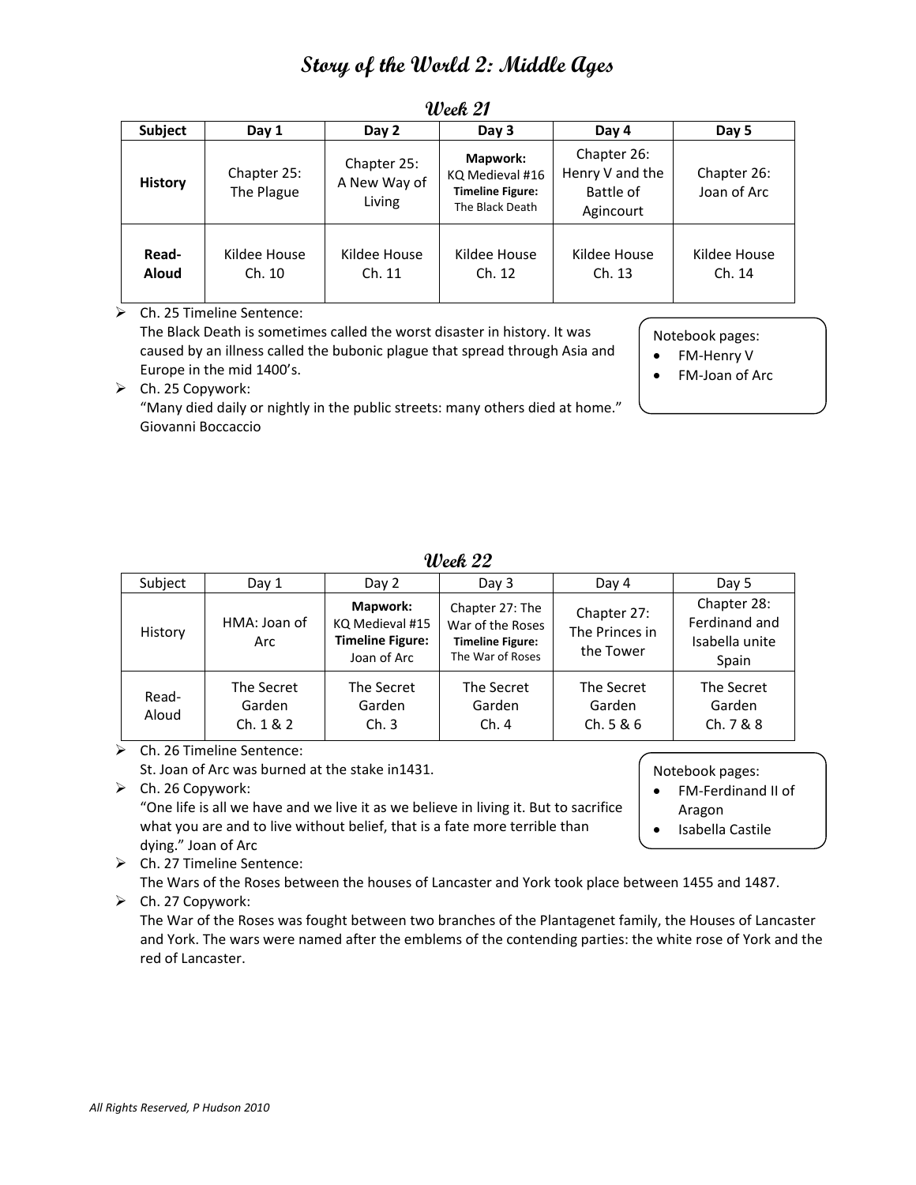# Story of the World 2: Middle Ages

## Week 21

| Subject | Day 1 | Day 2 | Day 3 | Day 4 | Day 5 |
|---|---|---|---|---|---|
| **History** | Chapter 25: The Plague | Chapter 25: A New Way of Living | **Mapwork:** KQ Medieval #16 **Timeline Figure:** The Black Death | Chapter 26: Henry V and the Battle of Agincourt | Chapter 26: Joan of Arc |
| **Read-Aloud** | Kildee House Ch. 10 | Kildee House Ch. 11 | Kildee House Ch. 12 | Kildee House Ch. 13 | Kildee House Ch. 14 |

- Ch. 25 Timeline Sentence:
  The Black Death is sometimes called the worst disaster in history. It was caused by an illness called the bubonic plague that spread through Asia and Europe in the mid 1400's.
- Ch. 25 Copywork:
  "Many died daily or nightly in the public streets: many others died at home." Giovanni Boccaccio

Notebook pages:
- FM-Henry V
- FM-Joan of Arc

## Week 22

| Subject | Day 1 | Day 2 | Day 3 | Day 4 | Day 5 |
|---|---|---|---|---|---|
| History | HMA: Joan of Arc | **Mapwork:** KQ Medieval #15 **Timeline Figure:** Joan of Arc | Chapter 27: The War of the Roses **Timeline Figure:** The War of Roses | Chapter 27: The Princes in the Tower | Chapter 28: Ferdinand and Isabella unite Spain |
| Read-Aloud | The Secret Garden Ch. 1 & 2 | The Secret Garden Ch. 3 | The Secret Garden Ch. 4 | The Secret Garden Ch. 5 & 6 | The Secret Garden Ch. 7 & 8 |

- Ch. 26 Timeline Sentence:
  St. Joan of Arc was burned at the stake in1431.
- Ch. 26 Copywork:
  "One life is all we have and we live it as we believe in living it. But to sacrifice what you are and to live without belief, that is a fate more terrible than dying." Joan of Arc
- Ch. 27 Timeline Sentence:
  The Wars of the Roses between the houses of Lancaster and York took place between 1455 and 1487.
- Ch. 27 Copywork:
  The War of the Roses was fought between two branches of the Plantagenet family, the Houses of Lancaster and York. The wars were named after the emblems of the contending parties: the white rose of York and the red of Lancaster.

Notebook pages:
- FM-Ferdinand II of Aragon
- Isabella Castile

*All Rights Reserved, P Hudson 2010*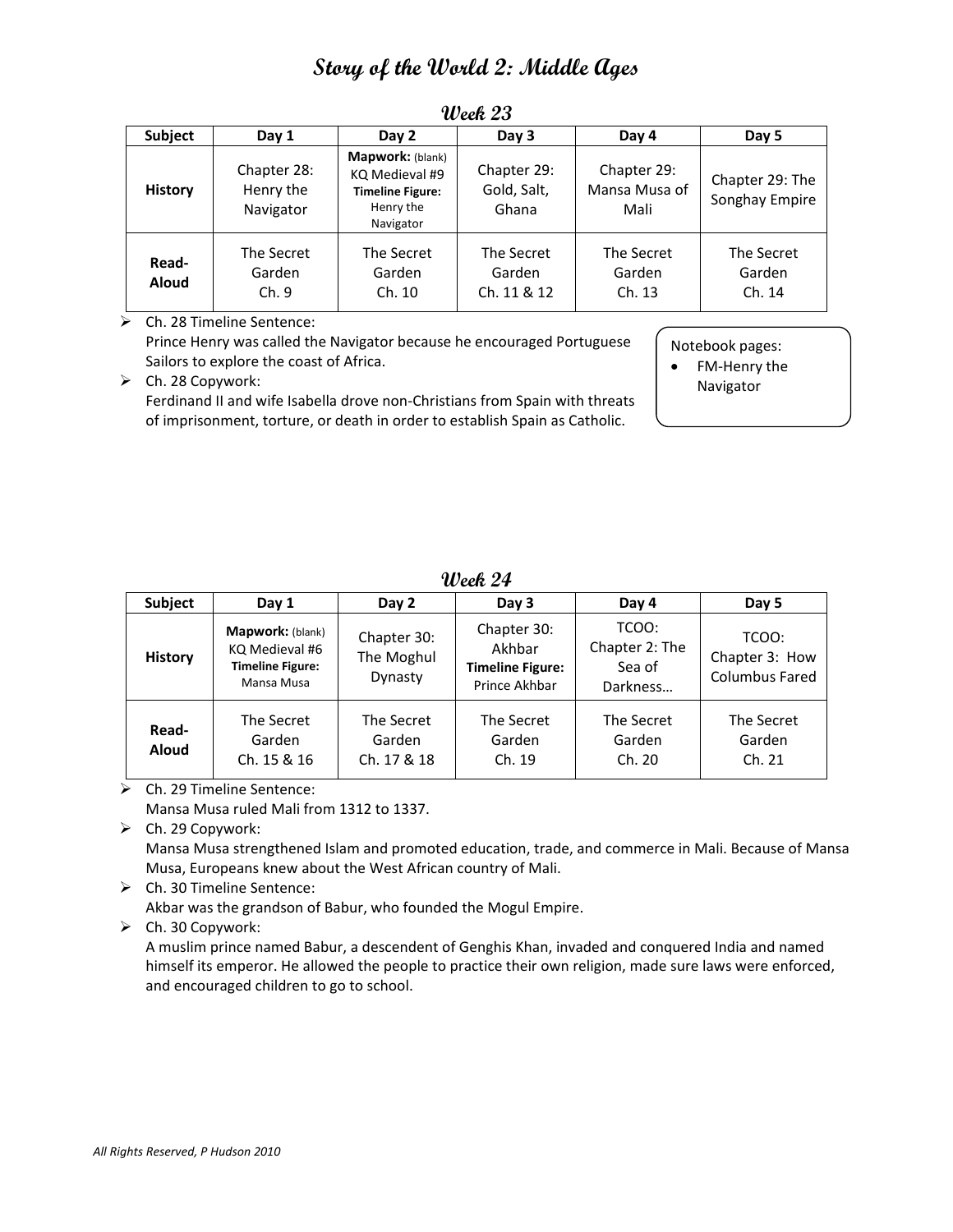# Story of the World 2: Middle Ages

## Week 23

| Subject | Day 1 | Day 2 | Day 3 | Day 4 | Day 5 |
|---|---|---|---|---|---|
| **History** | Chapter 28: Henry the Navigator | **Mapwork:** (blank) KQ Medieval #9 **Timeline Figure:** Henry the Navigator | Chapter 29: Gold, Salt, Ghana | Chapter 29: Mansa Musa of Mali | Chapter 29: The Songhay Empire |
| **Read-Aloud** | The Secret Garden Ch. 9 | The Secret Garden Ch. 10 | The Secret Garden Ch. 11 & 12 | The Secret Garden Ch. 13 | The Secret Garden Ch. 14 |

- Ch. 28 Timeline Sentence:
  Prince Henry was called the Navigator because he encouraged Portuguese Sailors to explore the coast of Africa.
- Ch. 28 Copywork:
  Ferdinand II and wife Isabella drove non-Christians from Spain with threats of imprisonment, torture, or death in order to establish Spain as Catholic.

Notebook pages:
- FM-Henry the Navigator

## Week 24

| Subject | Day 1 | Day 2 | Day 3 | Day 4 | Day 5 |
|---|---|---|---|---|---|
| **History** | **Mapwork:** (blank) KQ Medieval #6 **Timeline Figure:** Mansa Musa | Chapter 30: The Moghul Dynasty | Chapter 30: Akhbar **Timeline Figure:** Prince Akhbar | TCOO: Chapter 2: The Sea of Darkness… | TCOO: Chapter 3: How Columbus Fared |
| **Read-Aloud** | The Secret Garden Ch. 15 & 16 | The Secret Garden Ch. 17 & 18 | The Secret Garden Ch. 19 | The Secret Garden Ch. 20 | The Secret Garden Ch. 21 |

- Ch. 29 Timeline Sentence:
  Mansa Musa ruled Mali from 1312 to 1337.
- Ch. 29 Copywork:
  Mansa Musa strengthened Islam and promoted education, trade, and commerce in Mali. Because of Mansa Musa, Europeans knew about the West African country of Mali.
- Ch. 30 Timeline Sentence:
  Akbar was the grandson of Babur, who founded the Mogul Empire.
- Ch. 30 Copywork:
  A muslim prince named Babur, a descendent of Genghis Khan, invaded and conquered India and named himself its emperor. He allowed the people to practice their own religion, made sure laws were enforced, and encouraged children to go to school.

*All Rights Reserved, P Hudson 2010*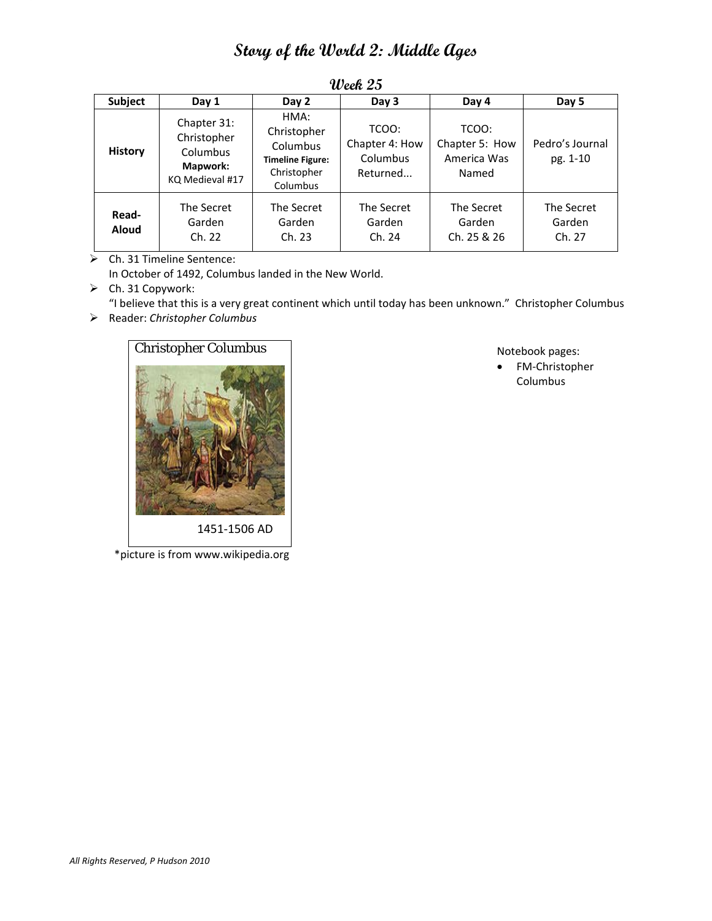# Story of the World 2: Middle Ages

## Week 25

| Subject | Day 1 | Day 2 | Day 3 | Day 4 | Day 5 |
|---|---|---|---|---|---|
| **History** | Chapter 31: Christopher Columbus **Mapwork:** KQ Medieval #17 | HMA: Christopher Columbus **Timeline Figure:** Christopher Columbus | TCOO: Chapter 4: How Columbus Returned... | TCOO: Chapter 5: How America Was Named | Pedro's Journal pg. 1-10 |
| **Read-Aloud** | The Secret Garden Ch. 22 | The Secret Garden Ch. 23 | The Secret Garden Ch. 24 | The Secret Garden Ch. 25 & 26 | The Secret Garden Ch. 27 |

- Ch. 31 Timeline Sentence:
  In October of 1492, Columbus landed in the New World.
- Ch. 31 Copywork:
  "I believe that this is a very great continent which until today has been unknown." Christopher Columbus
- Reader: *Christopher Columbus*

Christopher Columbus

1451-1506 AD

*picture is from www.wikipedia.org

Notebook pages:

- FM-Christopher Columbus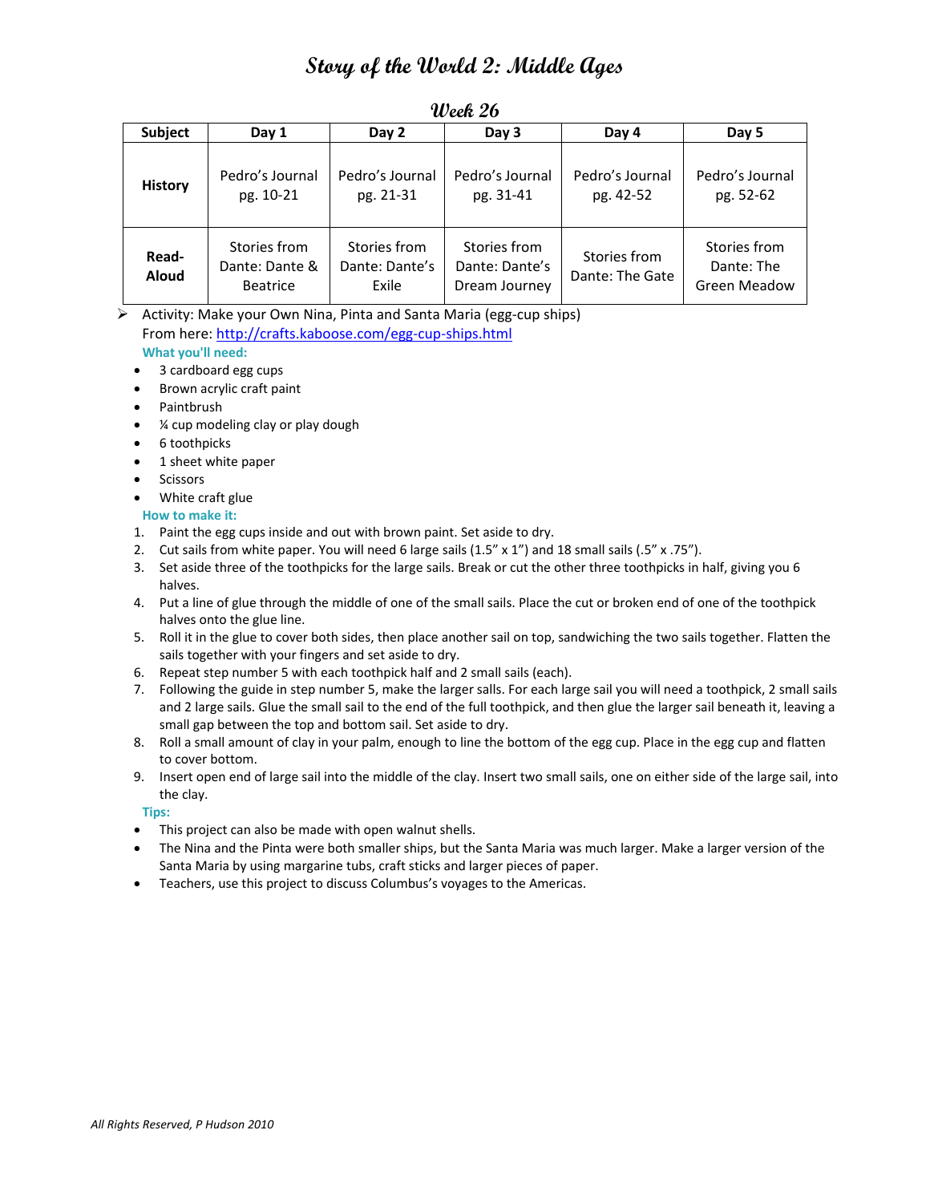# Story of the World 2: Middle Ages

## Week 26

| Subject | Day 1 | Day 2 | Day 3 | Day 4 | Day 5 |
|---|---|---|---|---|---|
| **History** | Pedro's Journal pg. 10-21 | Pedro's Journal pg. 21-31 | Pedro's Journal pg. 31-41 | Pedro's Journal pg. 42-52 | Pedro's Journal pg. 52-62 |
| **Read-Aloud** | Stories from Dante: Dante & Beatrice | Stories from Dante: Dante's Exile | Stories from Dante: Dante's Dream Journey | Stories from Dante: The Gate | Stories from Dante: The Green Meadow |

➢ Activity: Make your Own Nina, Pinta and Santa Maria (egg-cup ships)
From here: http://crafts.kaboose.com/egg-cup-ships.html

**What you'll need:**

- 3 cardboard egg cups
- Brown acrylic craft paint
- Paintbrush
- ¼ cup modeling clay or play dough
- 6 toothpicks
- 1 sheet white paper
- Scissors
- White craft glue

**How to make it:**

1. Paint the egg cups inside and out with brown paint. Set aside to dry.
2. Cut sails from white paper. You will need 6 large sails (1.5" x 1") and 18 small sails (.5" x .75").
3. Set aside three of the toothpicks for the large sails. Break or cut the other three toothpicks in half, giving you 6 halves.
4. Put a line of glue through the middle of one of the small sails. Place the cut or broken end of one of the toothpick halves onto the glue line.
5. Roll it in the glue to cover both sides, then place another sail on top, sandwiching the two sails together. Flatten the sails together with your fingers and set aside to dry.
6. Repeat step number 5 with each toothpick half and 2 small sails (each).
7. Following the guide in step number 5, make the larger sails. For each large sail you will need a toothpick, 2 small sails and 2 large sails. Glue the small sail to the end of the full toothpick, and then glue the larger sail beneath it, leaving a small gap between the top and bottom sail. Set aside to dry.
8. Roll a small amount of clay in your palm, enough to line the bottom of the egg cup. Place in the egg cup and flatten to cover bottom.
9. Insert open end of large sail into the middle of the clay. Insert two small sails, one on either side of the large sail, into the clay.

**Tips:**

- This project can also be made with open walnut shells.
- The Nina and the Pinta were both smaller ships, but the Santa Maria was much larger. Make a larger version of the Santa Maria by using margarine tubs, craft sticks and larger pieces of paper.
- Teachers, use this project to discuss Columbus's voyages to the Americas.

*All Rights Reserved, P Hudson 2010*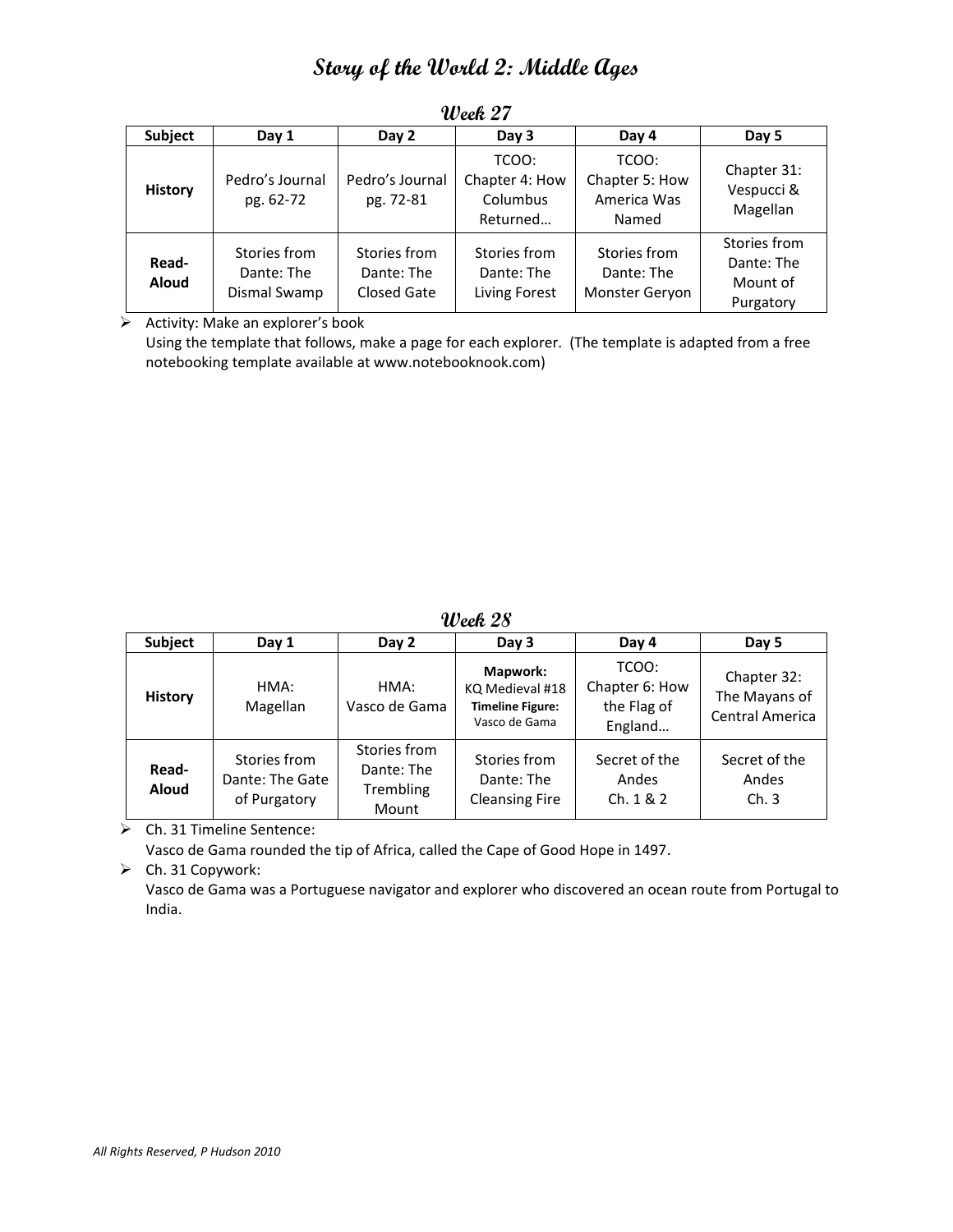# Story of the World 2: Middle Ages

## Week 27

| Subject | Day 1 | Day 2 | Day 3 | Day 4 | Day 5 |
|---|---|---|---|---|---|
| **History** | Pedro's Journal pg. 62-72 | Pedro's Journal pg. 72-81 | TCOO: Chapter 4: How Columbus Returned… | TCOO: Chapter 5: How America Was Named | Chapter 31: Vespucci & Magellan |
| **Read-Aloud** | Stories from Dante: The Dismal Swamp | Stories from Dante: The Closed Gate | Stories from Dante: The Living Forest | Stories from Dante: The Monster Geryon | Stories from Dante: The Mount of Purgatory |

- Activity: Make an explorer's book
  Using the template that follows, make a page for each explorer. (The template is adapted from a free notebooking template available at www.notebooknook.com)

## Week 28

| Subject | Day 1 | Day 2 | Day 3 | Day 4 | Day 5 |
|---|---|---|---|---|---|
| **History** | HMA: Magellan | HMA: Vasco de Gama | **Mapwork:** KQ Medieval #18 **Timeline Figure:** Vasco de Gama | TCOO: Chapter 6: How the Flag of England… | Chapter 32: The Mayans of Central America |
| **Read-Aloud** | Stories from Dante: The Gate of Purgatory | Stories from Dante: The Trembling Mount | Stories from Dante: The Cleansing Fire | Secret of the Andes Ch. 1 & 2 | Secret of the Andes Ch. 3 |

- Ch. 31 Timeline Sentence:
  Vasco de Gama rounded the tip of Africa, called the Cape of Good Hope in 1497.
- Ch. 31 Copywork:
  Vasco de Gama was a Portuguese navigator and explorer who discovered an ocean route from Portugal to India.

*All Rights Reserved, P Hudson 2010*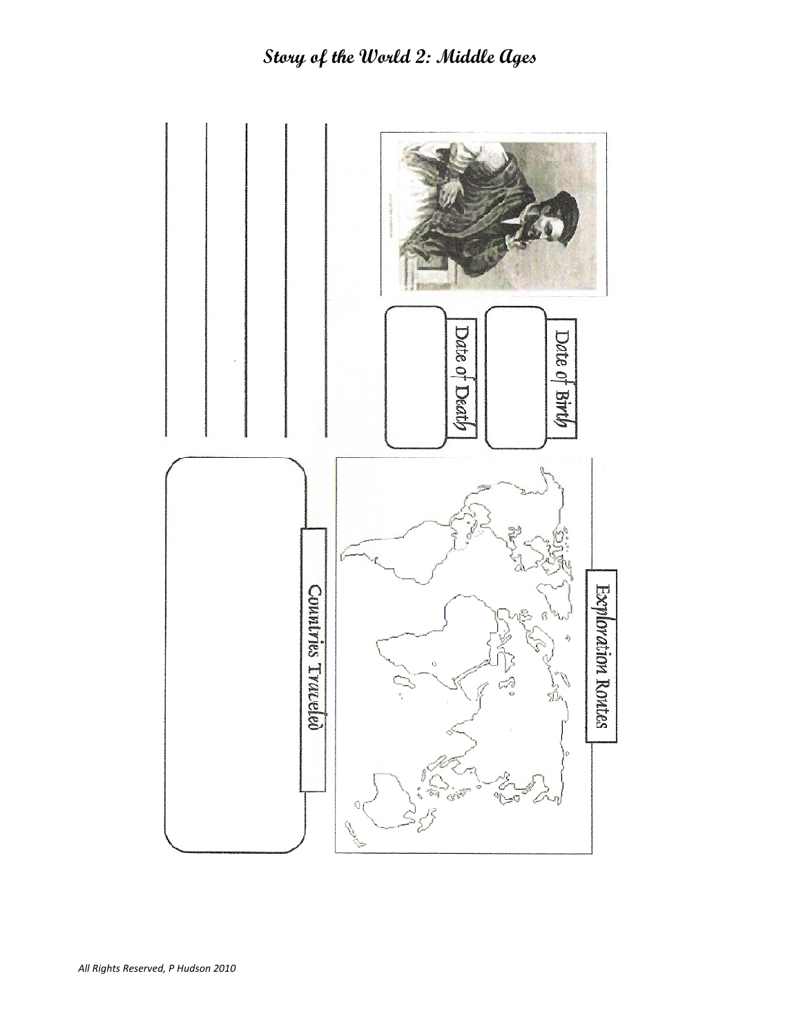# Story of the World 2: Middle Ages

Date of Birth

Date of Death

Exploration Routes

Countries Traveled

*All Rights Reserved, P Hudson 2010*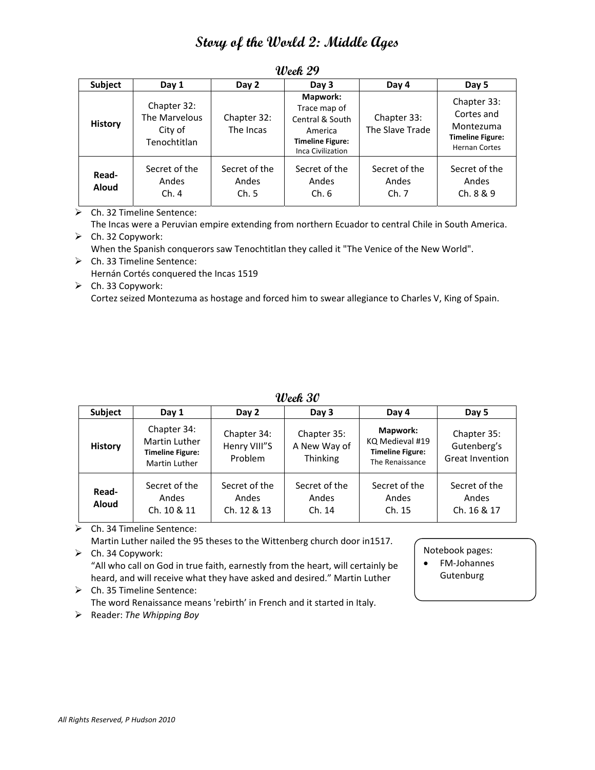# Story of the World 2: Middle Ages

## Week 29

| Subject | Day 1 | Day 2 | Day 3 | Day 4 | Day 5 |
|---|---|---|---|---|---|
| History | Chapter 32: The Marvelous City of Tenochtitlan | Chapter 32: The Incas | **Mapwork:** Trace map of Central & South America **Timeline Figure:** Inca Civilization | Chapter 33: The Slave Trade | Chapter 33: Cortes and Montezuma **Timeline Figure:** Hernan Cortes |
| Read-Aloud | Secret of the Andes Ch. 4 | Secret of the Andes Ch. 5 | Secret of the Andes Ch. 6 | Secret of the Andes Ch. 7 | Secret of the Andes Ch. 8 & 9 |

- Ch. 32 Timeline Sentence:
  The Incas were a Peruvian empire extending from northern Ecuador to central Chile in South America.
- Ch. 32 Copywork:
  When the Spanish conquerors saw Tenochtitlan they called it "The Venice of the New World".
- Ch. 33 Timeline Sentence:
  Hernán Cortés conquered the Incas 1519
- Ch. 33 Copywork:
  Cortez seized Montezuma as hostage and forced him to swear allegiance to Charles V, King of Spain.

## Week 30

| Subject | Day 1 | Day 2 | Day 3 | Day 4 | Day 5 |
|---|---|---|---|---|---|
| History | Chapter 34: Martin Luther **Timeline Figure:** Martin Luther | Chapter 34: Henry VIII"S Problem | Chapter 35: A New Way of Thinking | **Mapwork:** KQ Medieval #19 **Timeline Figure:** The Renaissance | Chapter 35: Gutenberg's Great Invention |
| Read-Aloud | Secret of the Andes Ch. 10 & 11 | Secret of the Andes Ch. 12 & 13 | Secret of the Andes Ch. 14 | Secret of the Andes Ch. 15 | Secret of the Andes Ch. 16 & 17 |

- Ch. 34 Timeline Sentence:
  Martin Luther nailed the 95 theses to the Wittenberg church door in1517.
- Ch. 34 Copywork:
  "All who call on God in true faith, earnestly from the heart, will certainly be heard, and will receive what they have asked and desired." Martin Luther
- Ch. 35 Timeline Sentence:
  The word Renaissance means 'rebirth' in French and it started in Italy.
- Reader: *The Whipping Boy*

Notebook pages:
- FM-Johannes Gutenburg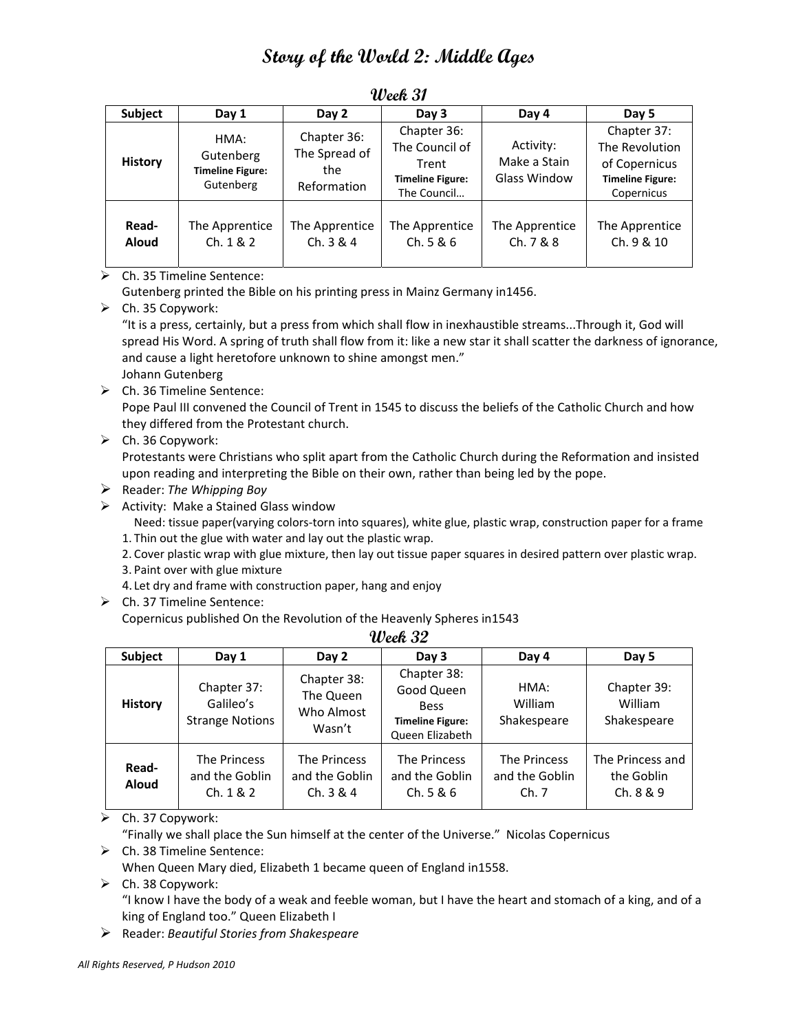# Story of the World 2: Middle Ages

## Week 31

| Subject | Day 1 | Day 2 | Day 3 | Day 4 | Day 5 |
|---|---|---|---|---|---|
| **History** | HMA: Gutenberg **Timeline Figure:** Gutenberg | Chapter 36: The Spread of the Reformation | Chapter 36: The Council of Trent **Timeline Figure:** The Council… | Activity: Make a Stain Glass Window | Chapter 37: The Revolution of Copernicus **Timeline Figure:** Copernicus |
| **Read-Aloud** | The Apprentice Ch. 1 & 2 | The Apprentice Ch. 3 & 4 | The Apprentice Ch. 5 & 6 | The Apprentice Ch. 7 & 8 | The Apprentice Ch. 9 & 10 |

- Ch. 35 Timeline Sentence:
  Gutenberg printed the Bible on his printing press in Mainz Germany in1456.
- Ch. 35 Copywork:
  "It is a press, certainly, but a press from which shall flow in inexhaustible streams...Through it, God will spread His Word. A spring of truth shall flow from it: like a new star it shall scatter the darkness of ignorance, and cause a light heretofore unknown to shine amongst men."
  Johann Gutenberg
- Ch. 36 Timeline Sentence:
  Pope Paul III convened the Council of Trent in 1545 to discuss the beliefs of the Catholic Church and how they differed from the Protestant church.
- Ch. 36 Copywork:
  Protestants were Christians who split apart from the Catholic Church during the Reformation and insisted upon reading and interpreting the Bible on their own, rather than being led by the pope.
- Reader: *The Whipping Boy*
- Activity: Make a Stained Glass window
  Need: tissue paper(varying colors-torn into squares), white glue, plastic wrap, construction paper for a frame
  1. Thin out the glue with water and lay out the plastic wrap.
  2. Cover plastic wrap with glue mixture, then lay out tissue paper squares in desired pattern over plastic wrap.
  3. Paint over with glue mixture
  4. Let dry and frame with construction paper, hang and enjoy
- Ch. 37 Timeline Sentence:
  Copernicus published On the Revolution of the Heavenly Spheres in1543

## Week 32

| Subject | Day 1 | Day 2 | Day 3 | Day 4 | Day 5 |
|---|---|---|---|---|---|
| **History** | Chapter 37: Galileo's Strange Notions | Chapter 38: The Queen Who Almost Wasn't | Chapter 38: Good Queen Bess **Timeline Figure:** Queen Elizabeth | HMA: William Shakespeare | Chapter 39: William Shakespeare |
| **Read-Aloud** | The Princess and the Goblin Ch. 1 & 2 | The Princess and the Goblin Ch. 3 & 4 | The Princess and the Goblin Ch. 5 & 6 | The Princess and the Goblin Ch. 7 | The Princess and the Goblin Ch. 8 & 9 |

- Ch. 37 Copywork:
  "Finally we shall place the Sun himself at the center of the Universe." Nicolas Copernicus
- Ch. 38 Timeline Sentence:
  When Queen Mary died, Elizabeth 1 became queen of England in1558.
- Ch. 38 Copywork:
  "I know I have the body of a weak and feeble woman, but I have the heart and stomach of a king, and of a king of England too." Queen Elizabeth I
- Reader: *Beautiful Stories from Shakespeare*

*All Rights Reserved, P Hudson 2010*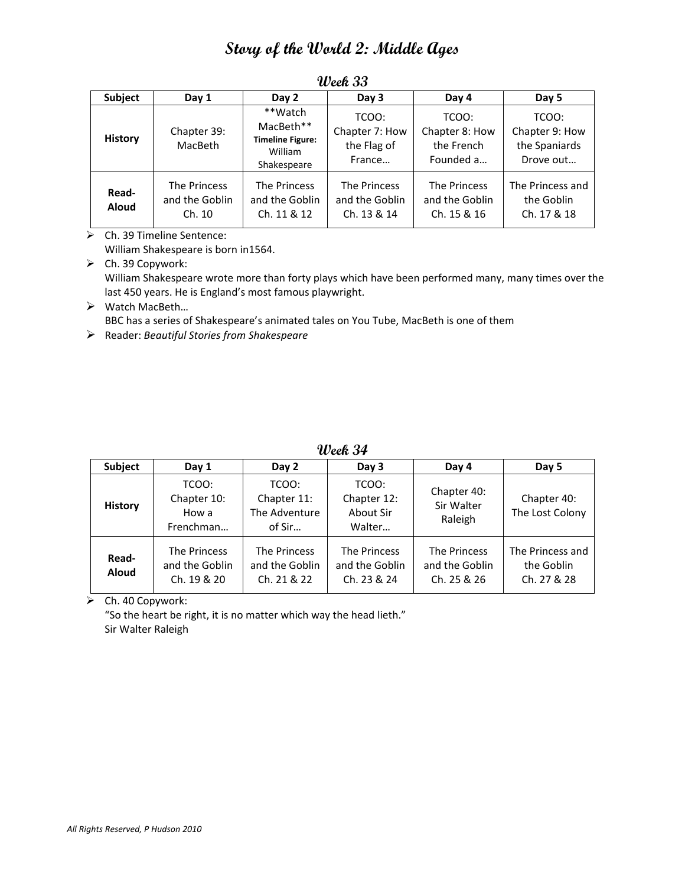# Story of the World 2: Middle Ages

## Week 33

| Subject | Day 1 | Day 2 | Day 3 | Day 4 | Day 5 |
|---|---|---|---|---|---|
| **History** | Chapter 39: MacBeth | **Watch MacBeth** **Timeline Figure:** William Shakespeare | TCOO: Chapter 7: How the Flag of France… | TCOO: Chapter 8: How the French Founded a… | TCOO: Chapter 9: How the Spaniards Drove out… |
| **Read-Aloud** | The Princess and the Goblin Ch. 10 | The Princess and the Goblin Ch. 11 & 12 | The Princess and the Goblin Ch. 13 & 14 | The Princess and the Goblin Ch. 15 & 16 | The Princess and the Goblin Ch. 17 & 18 |

- Ch. 39 Timeline Sentence:
  William Shakespeare is born in1564.
- Ch. 39 Copywork:
  William Shakespeare wrote more than forty plays which have been performed many, many times over the last 450 years. He is England's most famous playwright.
- Watch MacBeth…
  BBC has a series of Shakespeare's animated tales on You Tube, MacBeth is one of them
- Reader: *Beautiful Stories from Shakespeare*

## Week 34

| Subject | Day 1 | Day 2 | Day 3 | Day 4 | Day 5 |
|---|---|---|---|---|---|
| **History** | TCOO: Chapter 10: How a Frenchman… | TCOO: Chapter 11: The Adventure of Sir… | TCOO: Chapter 12: About Sir Walter… | Chapter 40: Sir Walter Raleigh | Chapter 40: The Lost Colony |
| **Read-Aloud** | The Princess and the Goblin Ch. 19 & 20 | The Princess and the Goblin Ch. 21 & 22 | The Princess and the Goblin Ch. 23 & 24 | The Princess and the Goblin Ch. 25 & 26 | The Princess and the Goblin Ch. 27 & 28 |

- Ch. 40 Copywork:
  "So the heart be right, it is no matter which way the head lieth."
  Sir Walter Raleigh

*All Rights Reserved, P Hudson 2010*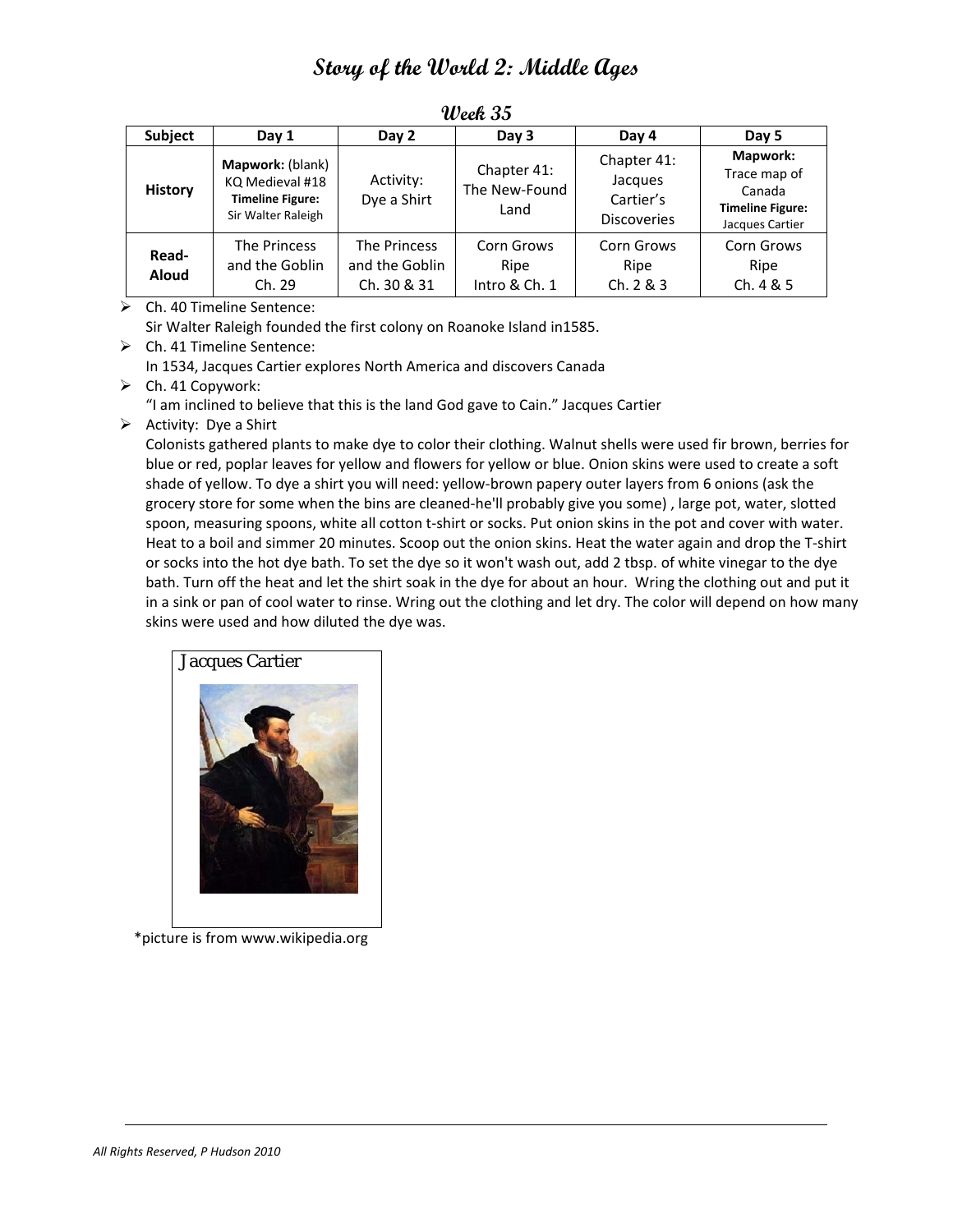# Story of the World 2: Middle Ages

## Week 35

| Subject | Day 1 | Day 2 | Day 3 | Day 4 | Day 5 |
|---|---|---|---|---|---|
| **History** | **Mapwork:** (blank) KQ Medieval #18 **Timeline Figure:** Sir Walter Raleigh | Activity: Dye a Shirt | Chapter 41: The New-Found Land | Chapter 41: Jacques Cartier's Discoveries | **Mapwork:** Trace map of Canada **Timeline Figure:** Jacques Cartier |
| **Read-Aloud** | The Princess and the Goblin Ch. 29 | The Princess and the Goblin Ch. 30 & 31 | Corn Grows Ripe Intro & Ch. 1 | Corn Grows Ripe Ch. 2 & 3 | Corn Grows Ripe Ch. 4 & 5 |

- Ch. 40 Timeline Sentence:
  Sir Walter Raleigh founded the first colony on Roanoke Island in1585.
- Ch. 41 Timeline Sentence:
  In 1534, Jacques Cartier explores North America and discovers Canada
- Ch. 41 Copywork:
  "I am inclined to believe that this is the land God gave to Cain." Jacques Cartier
- Activity: Dye a Shirt
  Colonists gathered plants to make dye to color their clothing. Walnut shells were used fir brown, berries for blue or red, poplar leaves for yellow and flowers for yellow or blue. Onion skins were used to create a soft shade of yellow. To dye a shirt you will need: yellow-brown papery outer layers from 6 onions (ask the grocery store for some when the bins are cleaned-he'll probably give you some) , large pot, water, slotted spoon, measuring spoons, white all cotton t-shirt or socks. Put onion skins in the pot and cover with water. Heat to a boil and simmer 20 minutes. Scoop out the onion skins. Heat the water again and drop the T-shirt or socks into the hot dye bath. To set the dye so it won't wash out, add 2 tbsp. of white vinegar to the dye bath. Turn off the heat and let the shirt soak in the dye for about an hour. Wring the clothing out and put it in a sink or pan of cool water to rinse. Wring out the clothing and let dry. The color will depend on how many skins were used and how diluted the dye was.

Jacques Cartier

*picture is from www.wikipedia.org

*All Rights Reserved, P Hudson 2010*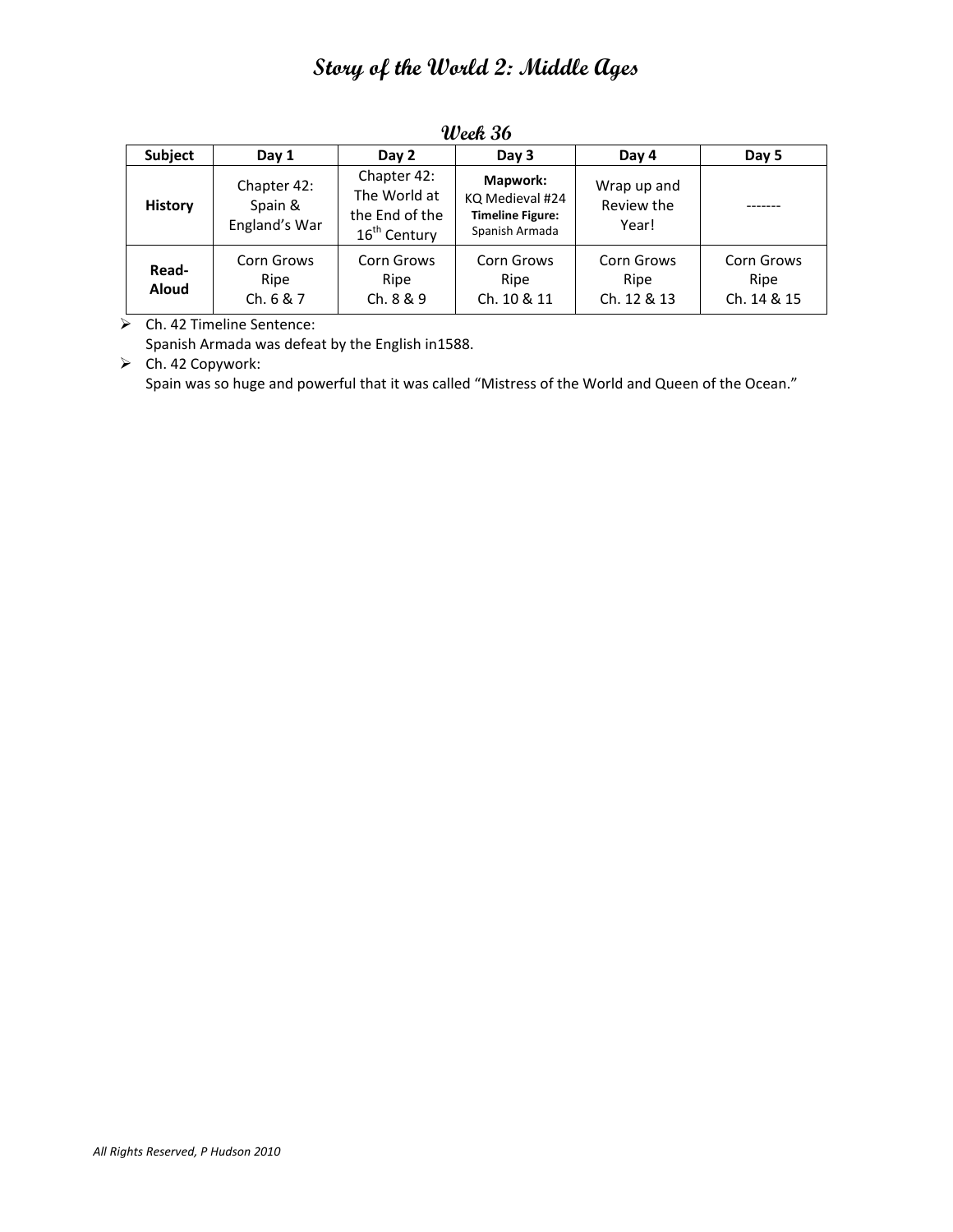# Story of the World 2: Middle Ages

## Week 36

| Subject | Day 1 | Day 2 | Day 3 | Day 4 | Day 5 |
|---|---|---|---|---|---|
| **History** | Chapter 42: Spain & England's War | Chapter 42: The World at the End of the 16th Century | **Mapwork:** KQ Medieval #24 **Timeline Figure:** Spanish Armada | Wrap up and Review the Year! | ------- |
| **Read-Aloud** | Corn Grows Ripe Ch. 6 & 7 | Corn Grows Ripe Ch. 8 & 9 | Corn Grows Ripe Ch. 10 & 11 | Corn Grows Ripe Ch. 12 & 13 | Corn Grows Ripe Ch. 14 & 15 |

- Ch. 42 Timeline Sentence:
  Spanish Armada was defeat by the English in1588.
- Ch. 42 Copywork:
  Spain was so huge and powerful that it was called "Mistress of the World and Queen of the Ocean."

*All Rights Reserved, P Hudson 2010*